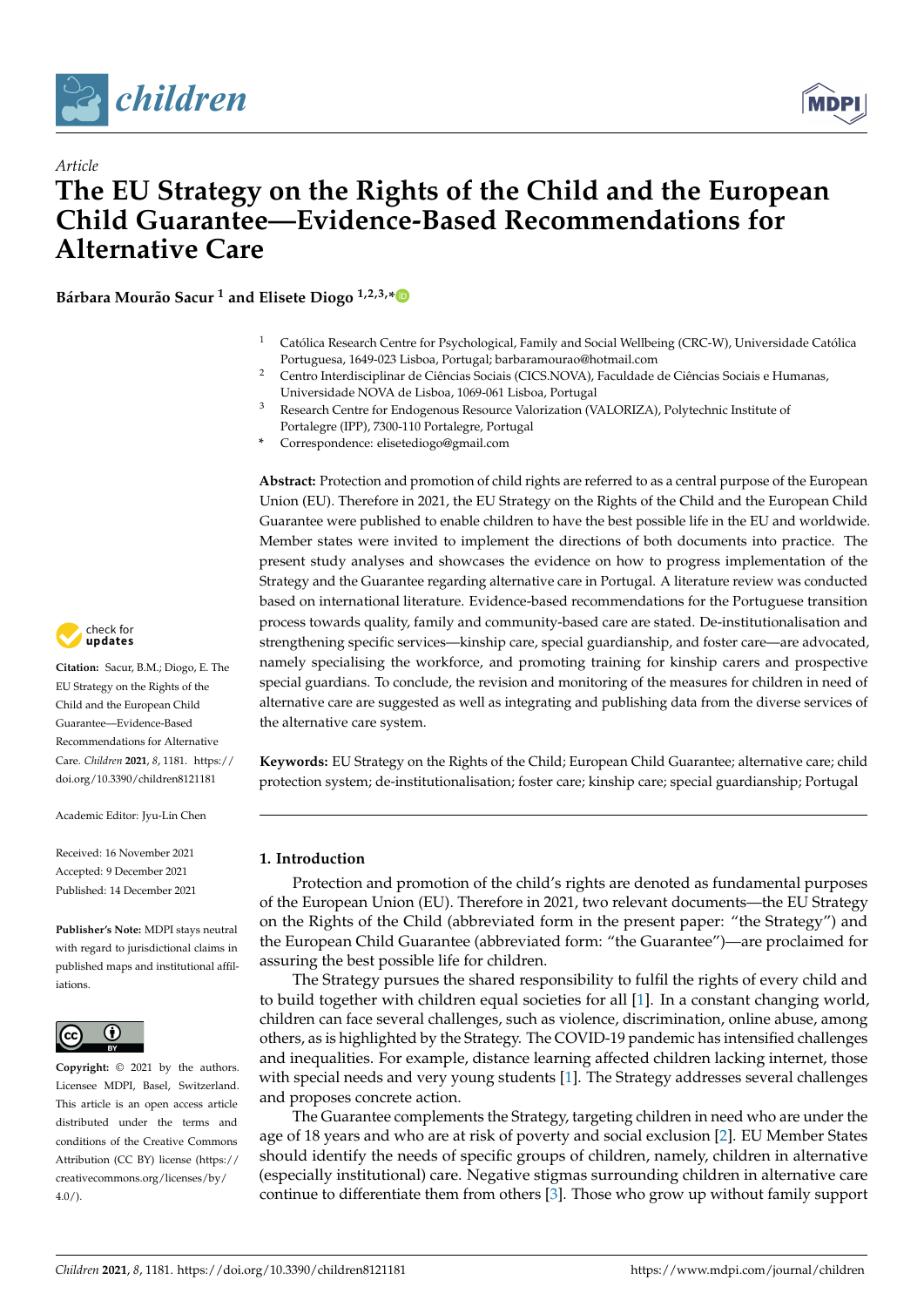*Article*

# The EU Strategy on the Rights of the Child and the European Child Guarantee—Evidence-Based Recommendations for Alternative Care

**Bárbara Mourão Sacur [1] and Elisete Diogo [1,2,3,*]**

[1] Católica Research Centre for Psychological, Family and Social Wellbeing (CRC-W), Universidade Católica Portuguesa, 1649-023 Lisboa, Portugal; barbaramourao@hotmail.com

[2] Centro Interdisciplinar de Ciências Sociais (CICS.NOVA), Faculdade de Ciências Sociais e Humanas, Universidade NOVA de Lisboa, 1069-061 Lisboa, Portugal

[3] Research Centre for Endogenous Resource Valorization (VALORIZA), Polytechnic Institute of Portalegre (IPP), 7300-110 Portalegre, Portugal

\* Correspondence: elisetediogo@gmail.com

**Citation:** Sacur, B.M.; Diogo, E. The EU Strategy on the Rights of the Child and the European Child Guarantee—Evidence-Based Recommendations for Alternative Care. *Children* **2021**, *8*, 1181. https://doi.org/10.3390/children8121181

Academic Editor: Jyu-Lin Chen

Received: 16 November 2021
Accepted: 9 December 2021
Published: 14 December 2021

**Publisher's Note:** MDPI stays neutral with regard to jurisdictional claims in published maps and institutional affiliations.

**Copyright:** © 2021 by the authors. Licensee MDPI, Basel, Switzerland. This article is an open access article distributed under the terms and conditions of the Creative Commons Attribution (CC BY) license (https://creativecommons.org/licenses/by/4.0/).

**Abstract:** Protection and promotion of child rights are referred to as a central purpose of the European Union (EU). Therefore in 2021, the EU Strategy on the Rights of the Child and the European Child Guarantee were published to enable children to have the best possible life in the EU and worldwide. Member states were invited to implement the directions of both documents into practice. The present study analyses and showcases the evidence on how to progress implementation of the Strategy and the Guarantee regarding alternative care in Portugal. A literature review was conducted based on international literature. Evidence-based recommendations for the Portuguese transition process towards quality, family and community-based care are stated. De-institutionalisation and strengthening specific services—kinship care, special guardianship, and foster care—are advocated, namely specialising the workforce, and promoting training for kinship carers and prospective special guardians. To conclude, the revision and monitoring of the measures for children in need of alternative care are suggested as well as integrating and publishing data from the diverse services of the alternative care system.

**Keywords:** EU Strategy on the Rights of the Child; European Child Guarantee; alternative care; child protection system; de-institutionalisation; foster care; kinship care; special guardianship; Portugal

## 1. Introduction

Protection and promotion of the child's rights are denoted as fundamental purposes of the European Union (EU). Therefore in 2021, two relevant documents—the EU Strategy on the Rights of the Child (abbreviated form in the present paper: "the Strategy") and the European Child Guarantee (abbreviated form: "the Guarantee")—are proclaimed for assuring the best possible life for children.

The Strategy pursues the shared responsibility to fulfil the rights of every child and to build together with children equal societies for all [1]. In a constant changing world, children can face several challenges, such as violence, discrimination, online abuse, among others, as is highlighted by the Strategy. The COVID-19 pandemic has intensified challenges and inequalities. For example, distance learning affected children lacking internet, those with special needs and very young students [1]. The Strategy addresses several challenges and proposes concrete action.

The Guarantee complements the Strategy, targeting children in need who are under the age of 18 years and who are at risk of poverty and social exclusion [2]. EU Member States should identify the needs of specific groups of children, namely, children in alternative (especially institutional) care. Negative stigmas surrounding children in alternative care continue to differentiate them from others [3]. Those who grow up without family support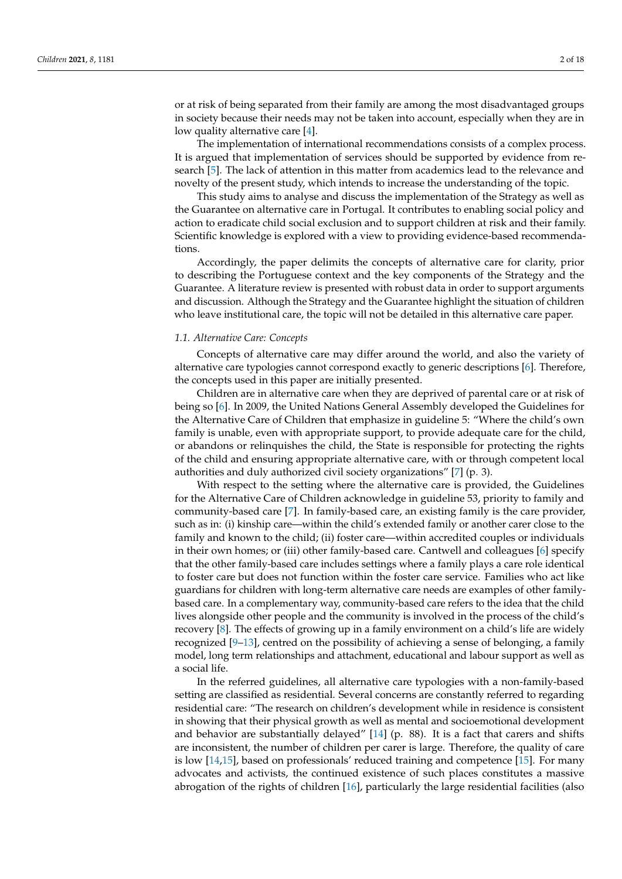or at risk of being separated from their family are among the most disadvantaged groups in society because their needs may not be taken into account, especially when they are in low quality alternative care [4].

The implementation of international recommendations consists of a complex process. It is argued that implementation of services should be supported by evidence from research [5]. The lack of attention in this matter from academics lead to the relevance and novelty of the present study, which intends to increase the understanding of the topic.

This study aims to analyse and discuss the implementation of the Strategy as well as the Guarantee on alternative care in Portugal. It contributes to enabling social policy and action to eradicate child social exclusion and to support children at risk and their family. Scientific knowledge is explored with a view to providing evidence-based recommendations.

Accordingly, the paper delimits the concepts of alternative care for clarity, prior to describing the Portuguese context and the key components of the Strategy and the Guarantee. A literature review is presented with robust data in order to support arguments and discussion. Although the Strategy and the Guarantee highlight the situation of children who leave institutional care, the topic will not be detailed in this alternative care paper.

### *1.1. Alternative Care: Concepts*

Concepts of alternative care may differ around the world, and also the variety of alternative care typologies cannot correspond exactly to generic descriptions [6]. Therefore, the concepts used in this paper are initially presented.

Children are in alternative care when they are deprived of parental care or at risk of being so [6]. In 2009, the United Nations General Assembly developed the Guidelines for the Alternative Care of Children that emphasize in guideline 5: "Where the child's own family is unable, even with appropriate support, to provide adequate care for the child, or abandons or relinquishes the child, the State is responsible for protecting the rights of the child and ensuring appropriate alternative care, with or through competent local authorities and duly authorized civil society organizations" [7] (p. 3).

With respect to the setting where the alternative care is provided, the Guidelines for the Alternative Care of Children acknowledge in guideline 53, priority to family and community-based care [7]. In family-based care, an existing family is the care provider, such as in: (i) kinship care—within the child's extended family or another carer close to the family and known to the child; (ii) foster care—within accredited couples or individuals in their own homes; or (iii) other family-based care. Cantwell and colleagues [6] specify that the other family-based care includes settings where a family plays a care role identical to foster care but does not function within the foster care service. Families who act like guardians for children with long-term alternative care needs are examples of other family-based care. In a complementary way, community-based care refers to the idea that the child lives alongside other people and the community is involved in the process of the child's recovery [8]. The effects of growing up in a family environment on a child's life are widely recognized [9–13], centred on the possibility of achieving a sense of belonging, a family model, long term relationships and attachment, educational and labour support as well as a social life.

In the referred guidelines, all alternative care typologies with a non-family-based setting are classified as residential. Several concerns are constantly referred to regarding residential care: "The research on children's development while in residence is consistent in showing that their physical growth as well as mental and socioemotional development and behavior are substantially delayed" [14] (p. 88). It is a fact that carers and shifts are inconsistent, the number of children per carer is large. Therefore, the quality of care is low [14,15], based on professionals' reduced training and competence [15]. For many advocates and activists, the continued existence of such places constitutes a massive abrogation of the rights of children [16], particularly the large residential facilities (also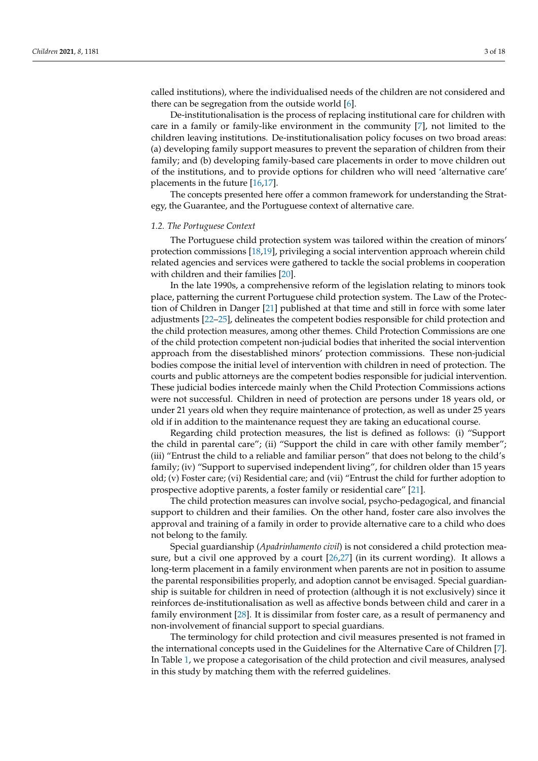called institutions), where the individualised needs of the children are not considered and there can be segregation from the outside world [6].

De-institutionalisation is the process of replacing institutional care for children with care in a family or family-like environment in the community [7], not limited to the children leaving institutions. De-institutionalisation policy focuses on two broad areas: (a) developing family support measures to prevent the separation of children from their family; and (b) developing family-based care placements in order to move children out of the institutions, and to provide options for children who will need 'alternative care' placements in the future [16,17].

The concepts presented here offer a common framework for understanding the Strategy, the Guarantee, and the Portuguese context of alternative care.

### 1.2. The Portuguese Context

The Portuguese child protection system was tailored within the creation of minors' protection commissions [18,19], privileging a social intervention approach wherein child related agencies and services were gathered to tackle the social problems in cooperation with children and their families [20].

In the late 1990s, a comprehensive reform of the legislation relating to minors took place, patterning the current Portuguese child protection system. The Law of the Protection of Children in Danger [21] published at that time and still in force with some later adjustments [22–25], delineates the competent bodies responsible for child protection and the child protection measures, among other themes. Child Protection Commissions are one of the child protection competent non-judicial bodies that inherited the social intervention approach from the disestablished minors' protection commissions. These non-judicial bodies compose the initial level of intervention with children in need of protection. The courts and public attorneys are the competent bodies responsible for judicial intervention. These judicial bodies intercede mainly when the Child Protection Commissions actions were not successful. Children in need of protection are persons under 18 years old, or under 21 years old when they require maintenance of protection, as well as under 25 years old if in addition to the maintenance request they are taking an educational course.

Regarding child protection measures, the list is defined as follows: (i) "Support the child in parental care"; (ii) "Support the child in care with other family member"; (iii) "Entrust the child to a reliable and familiar person" that does not belong to the child's family; (iv) "Support to supervised independent living", for children older than 15 years old; (v) Foster care; (vi) Residential care; and (vii) "Entrust the child for further adoption to prospective adoptive parents, a foster family or residential care" [21].

The child protection measures can involve social, psycho-pedagogical, and financial support to children and their families. On the other hand, foster care also involves the approval and training of a family in order to provide alternative care to a child who does not belong to the family.

Special guardianship (*Apadrinhamento civil*) is not considered a child protection measure, but a civil one approved by a court [26,27] (in its current wording). It allows a long-term placement in a family environment when parents are not in position to assume the parental responsibilities properly, and adoption cannot be envisaged. Special guardianship is suitable for children in need of protection (although it is not exclusively) since it reinforces de-institutionalisation as well as affective bonds between child and carer in a family environment [28]. It is dissimilar from foster care, as a result of permanency and non-involvement of financial support to special guardians.

The terminology for child protection and civil measures presented is not framed in the international concepts used in the Guidelines for the Alternative Care of Children [7]. In Table 1, we propose a categorisation of the child protection and civil measures, analysed in this study by matching them with the referred guidelines.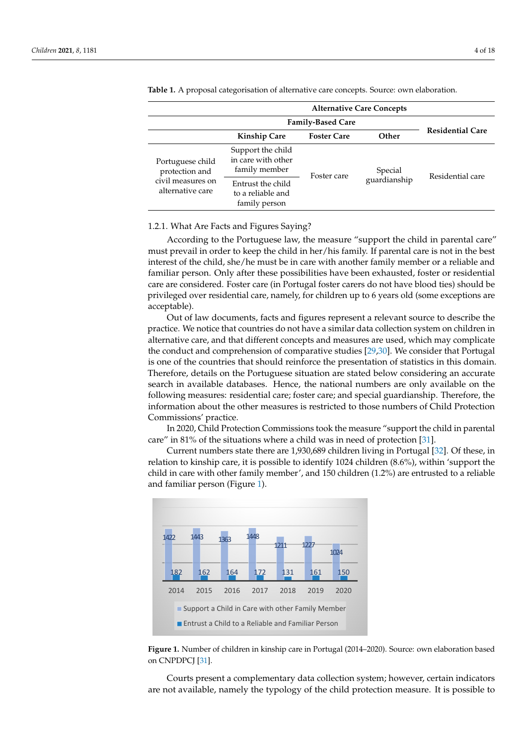**Table 1.** A proposal categorisation of alternative care concepts. Source: own elaboration.

| | Alternative Care Concepts | | | |
|---|---|---|---|---|
| | Family-Based Care | | | Residential Care |
| | Kinship Care | Foster Care | Other | |
| Portuguese child protection and civil measures on alternative care | Support the child in care with other family member | Foster care | Special guardianship | Residential care |
| | Entrust the child to a reliable and family person | | | |

### 1.2.1. What Are Facts and Figures Saying?

According to the Portuguese law, the measure "support the child in parental care" must prevail in order to keep the child in her/his family. If parental care is not in the best interest of the child, she/he must be in care with another family member or a reliable and familiar person. Only after these possibilities have been exhausted, foster or residential care are considered. Foster care (in Portugal foster carers do not have blood ties) should be privileged over residential care, namely, for children up to 6 years old (some exceptions are acceptable).

Out of law documents, facts and figures represent a relevant source to describe the practice. We notice that countries do not have a similar data collection system on children in alternative care, and that different concepts and measures are used, which may complicate the conduct and comprehension of comparative studies [29,30]. We consider that Portugal is one of the countries that should reinforce the presentation of statistics in this domain. Therefore, details on the Portuguese situation are stated below considering an accurate search in available databases. Hence, the national numbers are only available on the following measures: residential care; foster care; and special guardianship. Therefore, the information about the other measures is restricted to those numbers of Child Protection Commissions' practice.

In 2020, Child Protection Commissions took the measure "support the child in parental care" in 81% of the situations where a child was in need of protection [31].

Current numbers state there are 1,930,689 children living in Portugal [32]. Of these, in relation to kinship care, it is possible to identify 1024 children (8.6%), within 'support the child in care with other family member', and 150 children (1.2%) are entrusted to a reliable and familiar person (Figure 1).

| | 2014 | 2015 | 2016 | 2017 | 2018 | 2019 | 2020 |
|---|---|---|---|---|---|---|---|
| Support a Child in Care with other Family Member | 1422 | 1443 | 1363 | 1448 | 1211 | 1227 | 1024 |
| Entrust a Child to a Reliable and Familiar Person | 182 | 162 | 164 | 172 | 131 | 161 | 150 |

**Figure 1.** Number of children in kinship care in Portugal (2014–2020). Source: own elaboration based on CNPDPCJ [31].

Courts present a complementary data collection system; however, certain indicators are not available, namely the typology of the child protection measure. It is possible to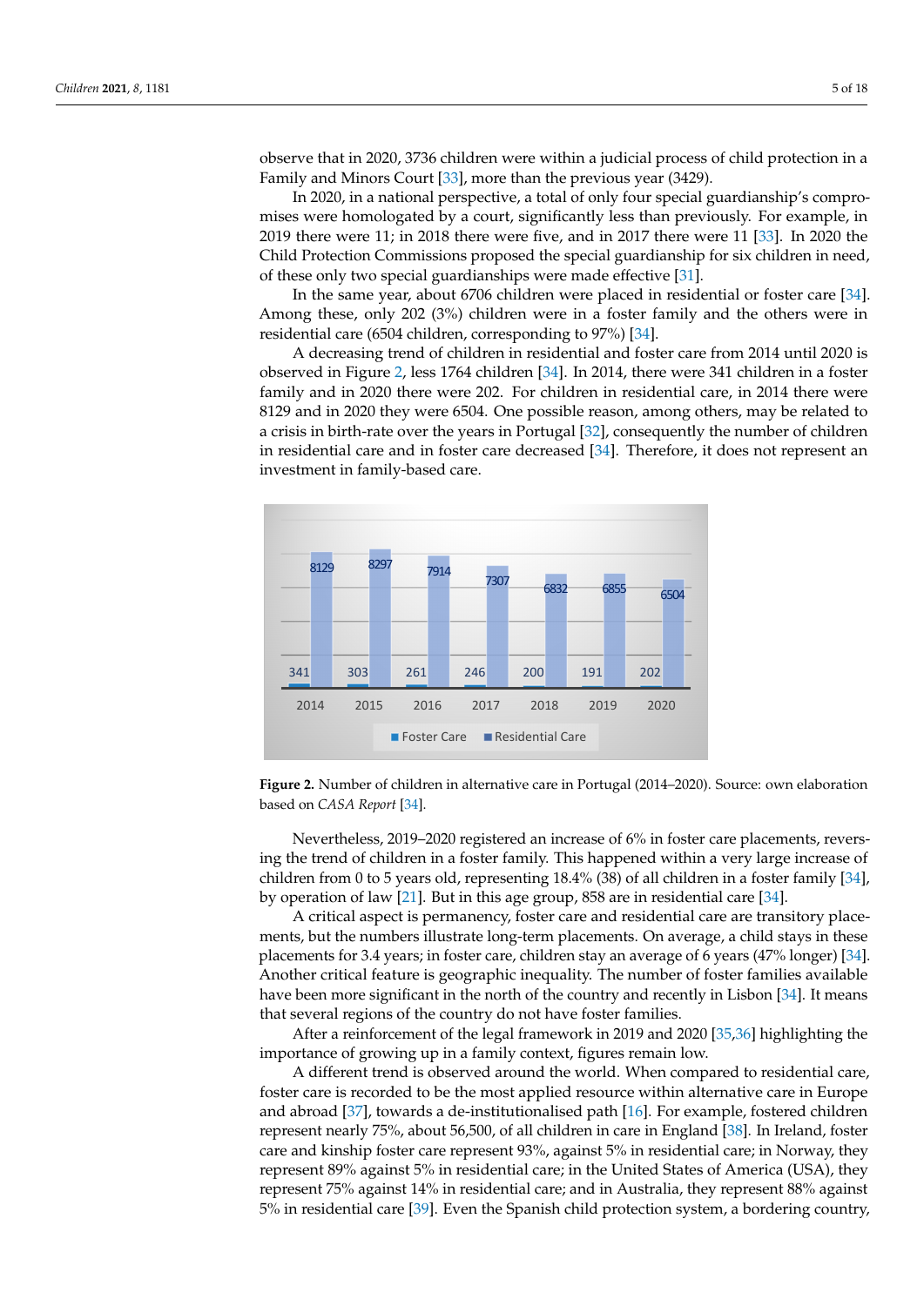observe that in 2020, 3736 children were within a judicial process of child protection in a Family and Minors Court [33], more than the previous year (3429).

In 2020, in a national perspective, a total of only four special guardianship's compromises were homologated by a court, significantly less than previously. For example, in 2019 there were 11; in 2018 there were five, and in 2017 there were 11 [33]. In 2020 the Child Protection Commissions proposed the special guardianship for six children in need, of these only two special guardianships were made effective [31].

In the same year, about 6706 children were placed in residential or foster care [34]. Among these, only 202 (3%) children were in a foster family and the others were in residential care (6504 children, corresponding to 97%) [34].

A decreasing trend of children in residential and foster care from 2014 until 2020 is observed in Figure 2, less 1764 children [34]. In 2014, there were 341 children in a foster family and in 2020 there were 202. For children in residential care, in 2014 there were 8129 and in 2020 they were 6504. One possible reason, among others, may be related to a crisis in birth-rate over the years in Portugal [32], consequently the number of children in residential care and in foster care decreased [34]. Therefore, it does not represent an investment in family-based care.

| Year | Foster Care | Residential Care |
|---|---|---|
| 2014 | 341 | 8129 |
| 2015 | 303 | 8297 |
| 2016 | 261 | 7914 |
| 2017 | 246 | 7307 |
| 2018 | 200 | 6832 |
| 2019 | 191 | 6855 |
| 2020 | 202 | 6504 |

**Figure 2.** Number of children in alternative care in Portugal (2014–2020). Source: own elaboration based on *CASA Report* [34].

Nevertheless, 2019–2020 registered an increase of 6% in foster care placements, reversing the trend of children in a foster family. This happened within a very large increase of children from 0 to 5 years old, representing 18.4% (38) of all children in a foster family [34], by operation of law [21]. But in this age group, 858 are in residential care [34].

A critical aspect is permanency, foster care and residential care are transitory placements, but the numbers illustrate long-term placements. On average, a child stays in these placements for 3.4 years; in foster care, children stay an average of 6 years (47% longer) [34]. Another critical feature is geographic inequality. The number of foster families available have been more significant in the north of the country and recently in Lisbon [34]. It means that several regions of the country do not have foster families.

After a reinforcement of the legal framework in 2019 and 2020 [35,36] highlighting the importance of growing up in a family context, figures remain low.

A different trend is observed around the world. When compared to residential care, foster care is recorded to be the most applied resource within alternative care in Europe and abroad [37], towards a de-institutionalised path [16]. For example, fostered children represent nearly 75%, about 56,500, of all children in care in England [38]. In Ireland, foster care and kinship foster care represent 93%, against 5% in residential care; in Norway, they represent 89% against 5% in residential care; in the United States of America (USA), they represent 75% against 14% in residential care; and in Australia, they represent 88% against 5% in residential care [39]. Even the Spanish child protection system, a bordering country,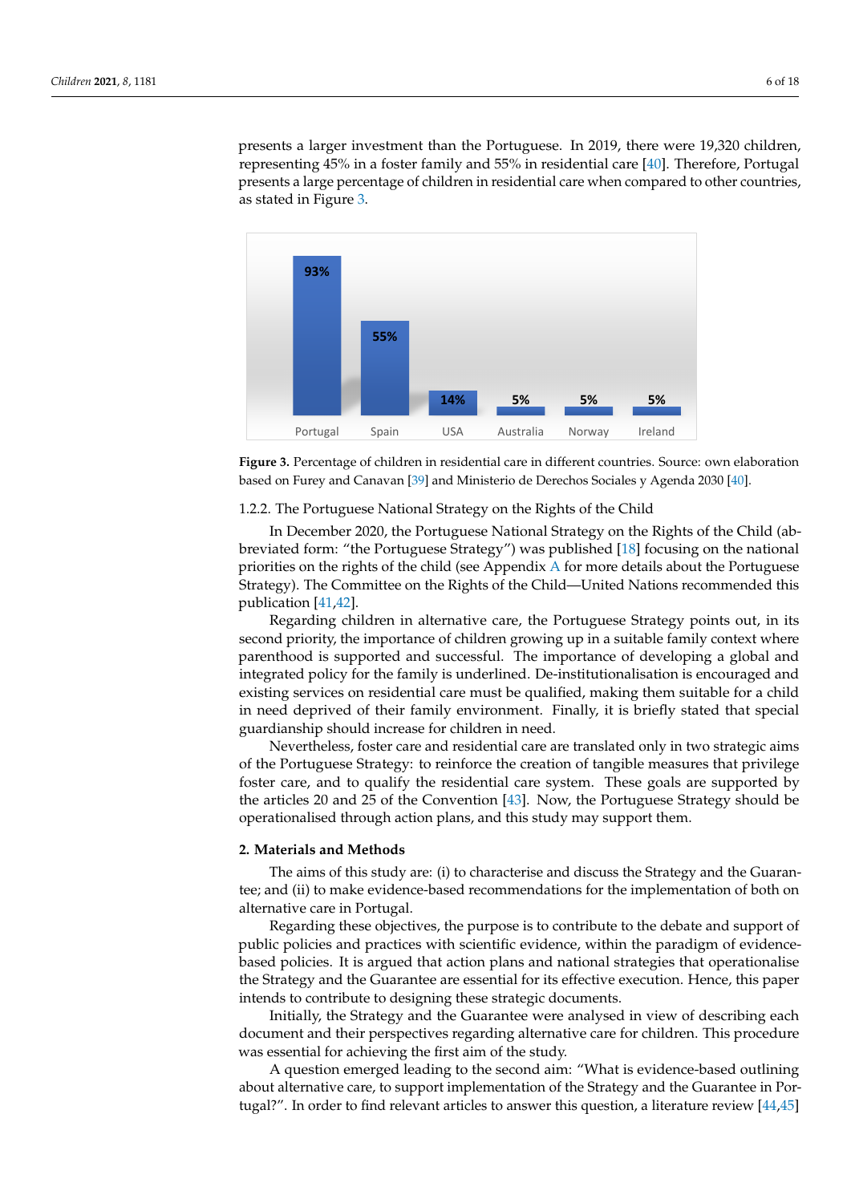presents a larger investment than the Portuguese. In 2019, there were 19,320 children, representing 45% in a foster family and 55% in residential care [40]. Therefore, Portugal presents a large percentage of children in residential care when compared to other countries, as stated in Figure 3.

**Figure 3.** Percentage of children in residential care in different countries. Source: own elaboration based on Furey and Canavan [39] and Ministerio de Derechos Sociales y Agenda 2030 [40].

### 1.2.2. The Portuguese National Strategy on the Rights of the Child

In December 2020, the Portuguese National Strategy on the Rights of the Child (abbreviated form: "the Portuguese Strategy") was published [18] focusing on the national priorities on the rights of the child (see Appendix A for more details about the Portuguese Strategy). The Committee on the Rights of the Child—United Nations recommended this publication [41,42].

Regarding children in alternative care, the Portuguese Strategy points out, in its second priority, the importance of children growing up in a suitable family context where parenthood is supported and successful. The importance of developing a global and integrated policy for the family is underlined. De-institutionalisation is encouraged and existing services on residential care must be qualified, making them suitable for a child in need deprived of their family environment. Finally, it is briefly stated that special guardianship should increase for children in need.

Nevertheless, foster care and residential care are translated only in two strategic aims of the Portuguese Strategy: to reinforce the creation of tangible measures that privilege foster care, and to qualify the residential care system. These goals are supported by the articles 20 and 25 of the Convention [43]. Now, the Portuguese Strategy should be operationalised through action plans, and this study may support them.

## 2. Materials and Methods

The aims of this study are: (i) to characterise and discuss the Strategy and the Guarantee; and (ii) to make evidence-based recommendations for the implementation of both on alternative care in Portugal.

Regarding these objectives, the purpose is to contribute to the debate and support of public policies and practices with scientific evidence, within the paradigm of evidence-based policies. It is argued that action plans and national strategies that operationalise the Strategy and the Guarantee are essential for its effective execution. Hence, this paper intends to contribute to designing these strategic documents.

Initially, the Strategy and the Guarantee were analysed in view of describing each document and their perspectives regarding alternative care for children. This procedure was essential for achieving the first aim of the study.

A question emerged leading to the second aim: "What is evidence-based outlining about alternative care, to support implementation of the Strategy and the Guarantee in Portugal?". In order to find relevant articles to answer this question, a literature review [44,45]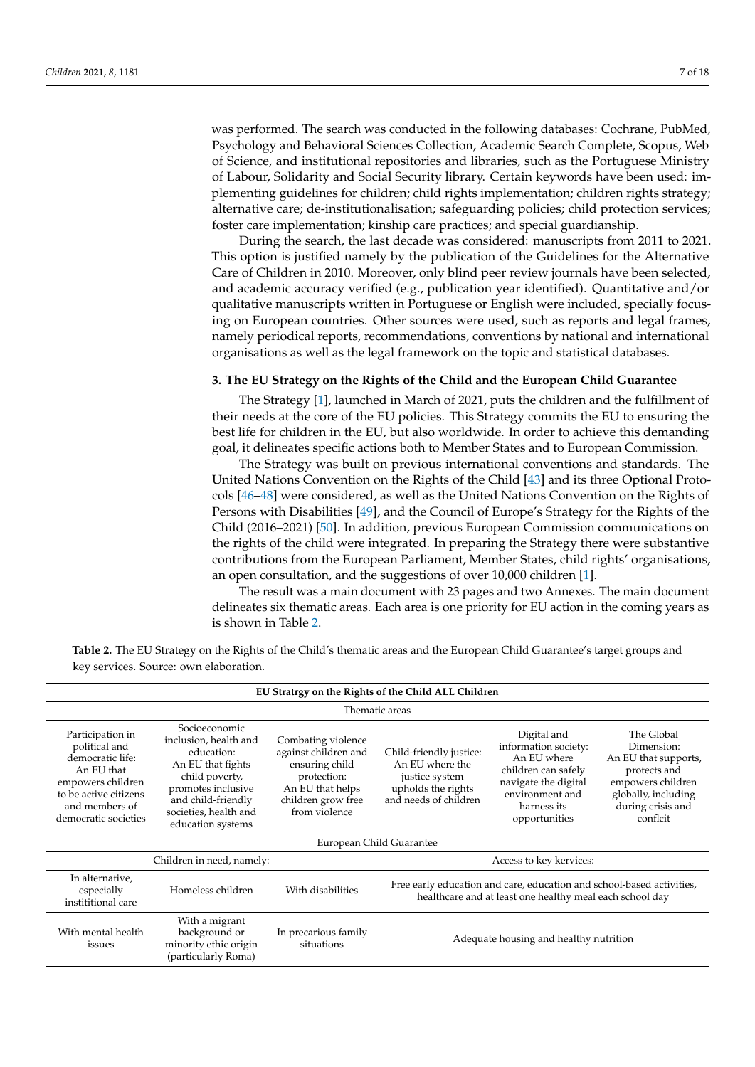was performed. The search was conducted in the following databases: Cochrane, PubMed, Psychology and Behavioral Sciences Collection, Academic Search Complete, Scopus, Web of Science, and institutional repositories and libraries, such as the Portuguese Ministry of Labour, Solidarity and Social Security library. Certain keywords have been used: implementing guidelines for children; child rights implementation; children rights strategy; alternative care; de-institutionalisation; safeguarding policies; child protection services; foster care implementation; kinship care practices; and special guardianship.

During the search, the last decade was considered: manuscripts from 2011 to 2021. This option is justified namely by the publication of the Guidelines for the Alternative Care of Children in 2010. Moreover, only blind peer review journals have been selected, and academic accuracy verified (e.g., publication year identified). Quantitative and/or qualitative manuscripts written in Portuguese or English were included, specially focusing on European countries. Other sources were used, such as reports and legal frames, namely periodical reports, recommendations, conventions by national and international organisations as well as the legal framework on the topic and statistical databases.

## 3. The EU Strategy on the Rights of the Child and the European Child Guarantee

The Strategy [1], launched in March of 2021, puts the children and the fulfillment of their needs at the core of the EU policies. This Strategy commits the EU to ensuring the best life for children in the EU, but also worldwide. In order to achieve this demanding goal, it delineates specific actions both to Member States and to European Commission.

The Strategy was built on previous international conventions and standards. The United Nations Convention on the Rights of the Child [43] and its three Optional Protocols [46–48] were considered, as well as the United Nations Convention on the Rights of Persons with Disabilities [49], and the Council of Europe's Strategy for the Rights of the Child (2016–2021) [50]. In addition, previous European Commission communications on the rights of the child were integrated. In preparing the Strategy there were substantive contributions from the European Parliament, Member States, child rights' organisations, an open consultation, and the suggestions of over 10,000 children [1].

The result was a main document with 23 pages and two Annexes. The main document delineates six thematic areas. Each area is one priority for EU action in the coming years as is shown in Table 2.

**Table 2.** The EU Strategy on the Rights of the Child's thematic areas and the European Child Guarantee's target groups and key services. Source: own elaboration.

| **EU Stratrgy on the Rights of the Child ALL Children** | | | | | |
|---|---|---|---|---|---|
| Thematic areas | | | | | |
| Participation in political and democratic life: An EU that empowers children to be active citizens and members of democratic societies | Socioeconomic inclusion, health and education: An EU that fights child poverty, promotes inclusive and child-friendly societies, health and education systems | Combating violence against children and ensuring child protection: An EU that helps children grow free from violence | Child-friendly justice: An EU where the justice system upholds the rights and needs of children | Digital and information society: An EU where children can safely navigate the digital environment and harness its opportunities | The Global Dimension: An EU that supports, protects and empowers children globally, including during crisis and conflcit |
| European Child Guarantee | | | | | |
| Children in need, namely: | | | Access to key kervices: | | |
| In alternative, especially instititional care | Homeless children | With disabilities | Free early education and care, education and school-based activities, healthcare and at least one healthy meal each school day | | |
| With mental health issues | With a migrant background or minority ethic origin (particularly Roma) | In precarious family situations | Adequate housing and healthy nutrition | | |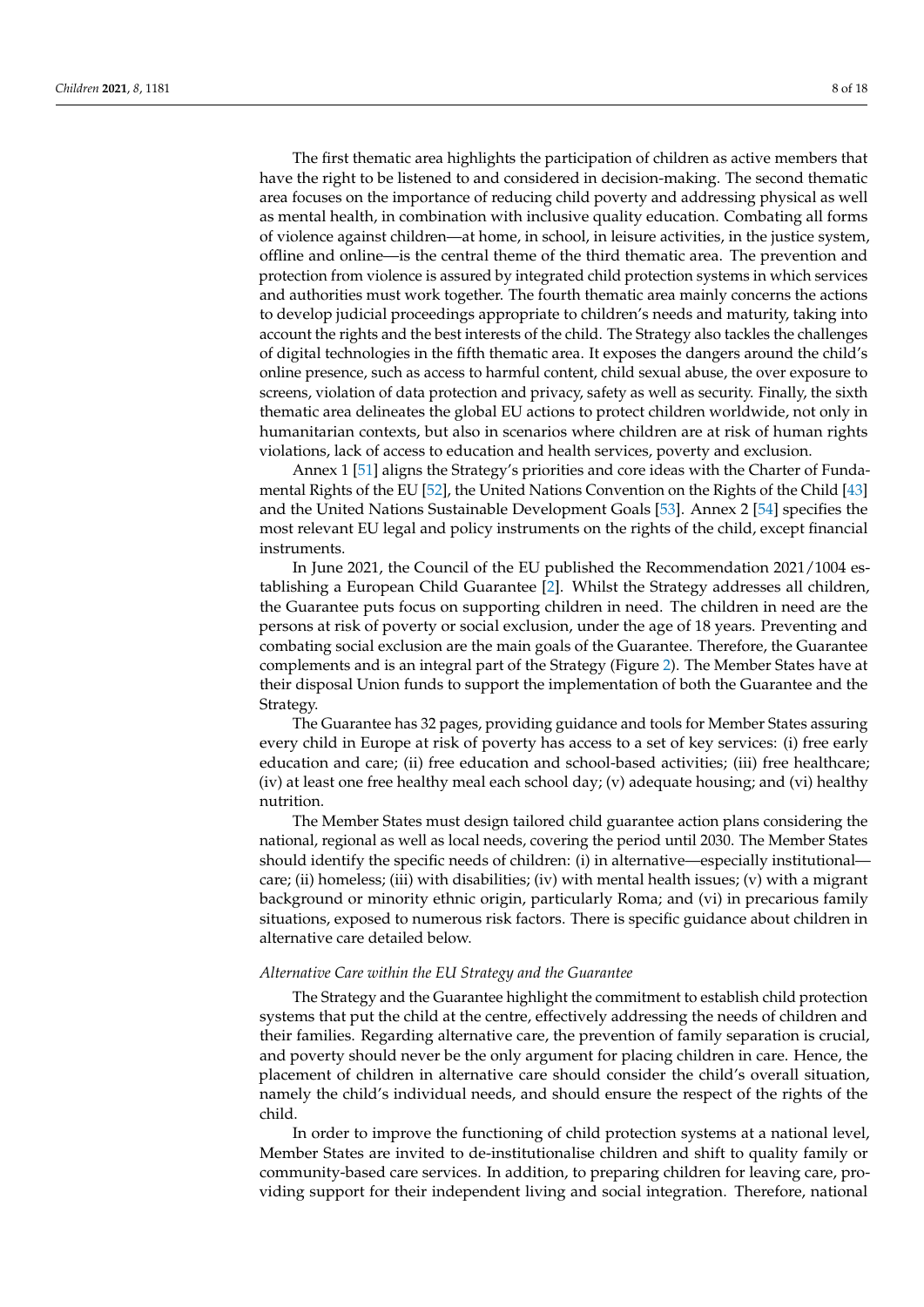The first thematic area highlights the participation of children as active members that have the right to be listened to and considered in decision-making. The second thematic area focuses on the importance of reducing child poverty and addressing physical as well as mental health, in combination with inclusive quality education. Combating all forms of violence against children—at home, in school, in leisure activities, in the justice system, offline and online—is the central theme of the third thematic area. The prevention and protection from violence is assured by integrated child protection systems in which services and authorities must work together. The fourth thematic area mainly concerns the actions to develop judicial proceedings appropriate to children's needs and maturity, taking into account the rights and the best interests of the child. The Strategy also tackles the challenges of digital technologies in the fifth thematic area. It exposes the dangers around the child's online presence, such as access to harmful content, child sexual abuse, the over exposure to screens, violation of data protection and privacy, safety as well as security. Finally, the sixth thematic area delineates the global EU actions to protect children worldwide, not only in humanitarian contexts, but also in scenarios where children are at risk of human rights violations, lack of access to education and health services, poverty and exclusion.

Annex 1 [51] aligns the Strategy's priorities and core ideas with the Charter of Fundamental Rights of the EU [52], the United Nations Convention on the Rights of the Child [43] and the United Nations Sustainable Development Goals [53]. Annex 2 [54] specifies the most relevant EU legal and policy instruments on the rights of the child, except financial instruments.

In June 2021, the Council of the EU published the Recommendation 2021/1004 establishing a European Child Guarantee [2]. Whilst the Strategy addresses all children, the Guarantee puts focus on supporting children in need. The children in need are the persons at risk of poverty or social exclusion, under the age of 18 years. Preventing and combating social exclusion are the main goals of the Guarantee. Therefore, the Guarantee complements and is an integral part of the Strategy (Figure 2). The Member States have at their disposal Union funds to support the implementation of both the Guarantee and the Strategy.

The Guarantee has 32 pages, providing guidance and tools for Member States assuring every child in Europe at risk of poverty has access to a set of key services: (i) free early education and care; (ii) free education and school-based activities; (iii) free healthcare; (iv) at least one free healthy meal each school day; (v) adequate housing; and (vi) healthy nutrition.

The Member States must design tailored child guarantee action plans considering the national, regional as well as local needs, covering the period until 2030. The Member States should identify the specific needs of children: (i) in alternative—especially institutional—care; (ii) homeless; (iii) with disabilities; (iv) with mental health issues; (v) with a migrant background or minority ethnic origin, particularly Roma; and (vi) in precarious family situations, exposed to numerous risk factors. There is specific guidance about children in alternative care detailed below.

*Alternative Care within the EU Strategy and the Guarantee*

The Strategy and the Guarantee highlight the commitment to establish child protection systems that put the child at the centre, effectively addressing the needs of children and their families. Regarding alternative care, the prevention of family separation is crucial, and poverty should never be the only argument for placing children in care. Hence, the placement of children in alternative care should consider the child's overall situation, namely the child's individual needs, and should ensure the respect of the rights of the child.

In order to improve the functioning of child protection systems at a national level, Member States are invited to de-institutionalise children and shift to quality family or community-based care services. In addition, to preparing children for leaving care, providing support for their independent living and social integration. Therefore, national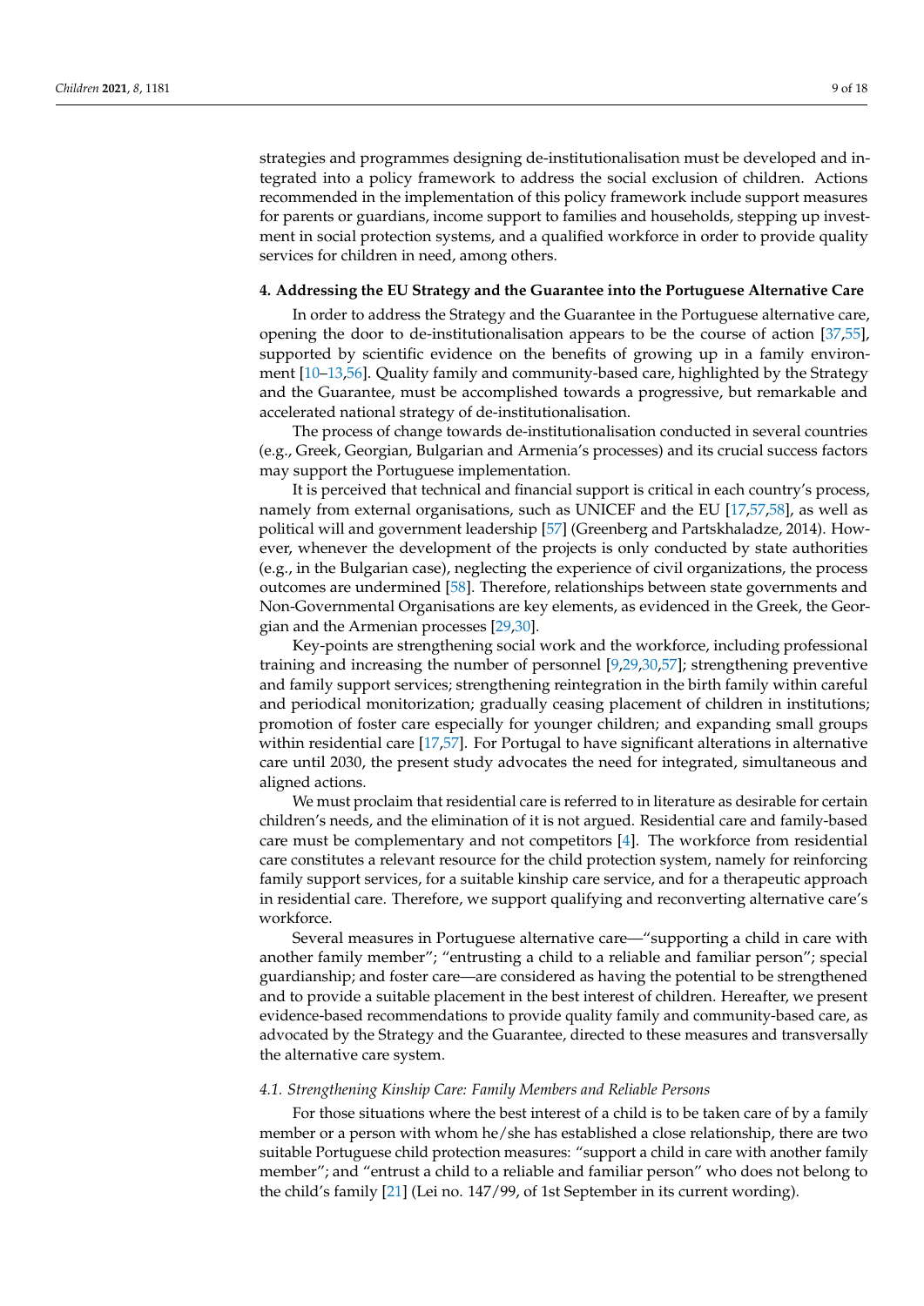strategies and programmes designing de-institutionalisation must be developed and integrated into a policy framework to address the social exclusion of children. Actions recommended in the implementation of this policy framework include support measures for parents or guardians, income support to families and households, stepping up investment in social protection systems, and a qualified workforce in order to provide quality services for children in need, among others.

## 4. Addressing the EU Strategy and the Guarantee into the Portuguese Alternative Care

In order to address the Strategy and the Guarantee in the Portuguese alternative care, opening the door to de-institutionalisation appears to be the course of action [37,55], supported by scientific evidence on the benefits of growing up in a family environment [10–13,56]. Quality family and community-based care, highlighted by the Strategy and the Guarantee, must be accomplished towards a progressive, but remarkable and accelerated national strategy of de-institutionalisation.

The process of change towards de-institutionalisation conducted in several countries (e.g., Greek, Georgian, Bulgarian and Armenia's processes) and its crucial success factors may support the Portuguese implementation.

It is perceived that technical and financial support is critical in each country's process, namely from external organisations, such as UNICEF and the EU [17,57,58], as well as political will and government leadership [57] (Greenberg and Partskhaladze, 2014). However, whenever the development of the projects is only conducted by state authorities (e.g., in the Bulgarian case), neglecting the experience of civil organizations, the process outcomes are undermined [58]. Therefore, relationships between state governments and Non-Governmental Organisations are key elements, as evidenced in the Greek, the Georgian and the Armenian processes [29,30].

Key-points are strengthening social work and the workforce, including professional training and increasing the number of personnel [9,29,30,57]; strengthening preventive and family support services; strengthening reintegration in the birth family within careful and periodical monitorization; gradually ceasing placement of children in institutions; promotion of foster care especially for younger children; and expanding small groups within residential care [17,57]. For Portugal to have significant alterations in alternative care until 2030, the present study advocates the need for integrated, simultaneous and aligned actions.

We must proclaim that residential care is referred to in literature as desirable for certain children's needs, and the elimination of it is not argued. Residential care and family-based care must be complementary and not competitors [4]. The workforce from residential care constitutes a relevant resource for the child protection system, namely for reinforcing family support services, for a suitable kinship care service, and for a therapeutic approach in residential care. Therefore, we support qualifying and reconverting alternative care's workforce.

Several measures in Portuguese alternative care—"supporting a child in care with another family member"; "entrusting a child to a reliable and familiar person"; special guardianship; and foster care—are considered as having the potential to be strengthened and to provide a suitable placement in the best interest of children. Hereafter, we present evidence-based recommendations to provide quality family and community-based care, as advocated by the Strategy and the Guarantee, directed to these measures and transversally the alternative care system.

### *4.1. Strengthening Kinship Care: Family Members and Reliable Persons*

For those situations where the best interest of a child is to be taken care of by a family member or a person with whom he/she has established a close relationship, there are two suitable Portuguese child protection measures: "support a child in care with another family member"; and "entrust a child to a reliable and familiar person" who does not belong to the child's family [21] (Lei no. 147/99, of 1st September in its current wording).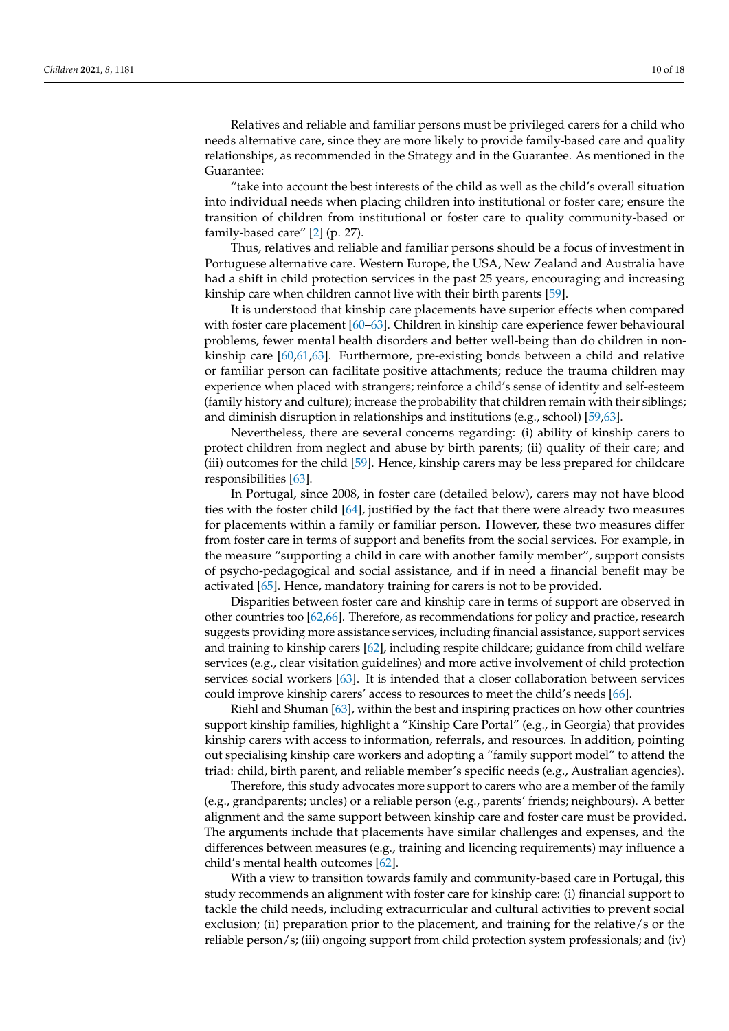Relatives and reliable and familiar persons must be privileged carers for a child who needs alternative care, since they are more likely to provide family-based care and quality relationships, as recommended in the Strategy and in the Guarantee. As mentioned in the Guarantee:

"take into account the best interests of the child as well as the child's overall situation into individual needs when placing children into institutional or foster care; ensure the transition of children from institutional or foster care to quality community-based or family-based care" [2] (p. 27).

Thus, relatives and reliable and familiar persons should be a focus of investment in Portuguese alternative care. Western Europe, the USA, New Zealand and Australia have had a shift in child protection services in the past 25 years, encouraging and increasing kinship care when children cannot live with their birth parents [59].

It is understood that kinship care placements have superior effects when compared with foster care placement [60–63]. Children in kinship care experience fewer behavioural problems, fewer mental health disorders and better well-being than do children in non-kinship care [60,61,63]. Furthermore, pre-existing bonds between a child and relative or familiar person can facilitate positive attachments; reduce the trauma children may experience when placed with strangers; reinforce a child's sense of identity and self-esteem (family history and culture); increase the probability that children remain with their siblings; and diminish disruption in relationships and institutions (e.g., school) [59,63].

Nevertheless, there are several concerns regarding: (i) ability of kinship carers to protect children from neglect and abuse by birth parents; (ii) quality of their care; and (iii) outcomes for the child [59]. Hence, kinship carers may be less prepared for childcare responsibilities [63].

In Portugal, since 2008, in foster care (detailed below), carers may not have blood ties with the foster child [64], justified by the fact that there were already two measures for placements within a family or familiar person. However, these two measures differ from foster care in terms of support and benefits from the social services. For example, in the measure "supporting a child in care with another family member", support consists of psycho-pedagogical and social assistance, and if in need a financial benefit may be activated [65]. Hence, mandatory training for carers is not to be provided.

Disparities between foster care and kinship care in terms of support are observed in other countries too [62,66]. Therefore, as recommendations for policy and practice, research suggests providing more assistance services, including financial assistance, support services and training to kinship carers [62], including respite childcare; guidance from child welfare services (e.g., clear visitation guidelines) and more active involvement of child protection services social workers [63]. It is intended that a closer collaboration between services could improve kinship carers' access to resources to meet the child's needs [66].

Riehl and Shuman [63], within the best and inspiring practices on how other countries support kinship families, highlight a "Kinship Care Portal" (e.g., in Georgia) that provides kinship carers with access to information, referrals, and resources. In addition, pointing out specialising kinship care workers and adopting a "family support model" to attend the triad: child, birth parent, and reliable member's specific needs (e.g., Australian agencies).

Therefore, this study advocates more support to carers who are a member of the family (e.g., grandparents; uncles) or a reliable person (e.g., parents' friends; neighbours). A better alignment and the same support between kinship care and foster care must be provided. The arguments include that placements have similar challenges and expenses, and the differences between measures (e.g., training and licencing requirements) may influence a child's mental health outcomes [62].

With a view to transition towards family and community-based care in Portugal, this study recommends an alignment with foster care for kinship care: (i) financial support to tackle the child needs, including extracurricular and cultural activities to prevent social exclusion; (ii) preparation prior to the placement, and training for the relative/s or the reliable person/s; (iii) ongoing support from child protection system professionals; and (iv)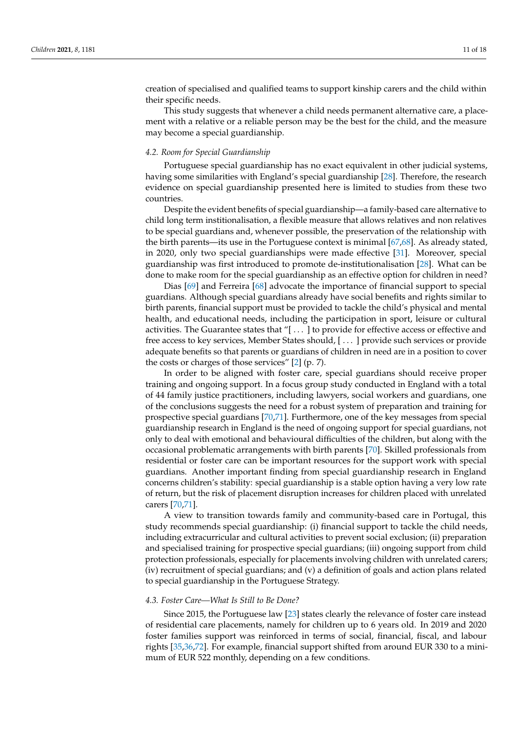creation of specialised and qualified teams to support kinship carers and the child within their specific needs.

This study suggests that whenever a child needs permanent alternative care, a placement with a relative or a reliable person may be the best for the child, and the measure may become a special guardianship.

### *4.2. Room for Special Guardianship*

Portuguese special guardianship has no exact equivalent in other judicial systems, having some similarities with England's special guardianship [28]. Therefore, the research evidence on special guardianship presented here is limited to studies from these two countries.

Despite the evident benefits of special guardianship—a family-based care alternative to child long term institionalisation, a flexible measure that allows relatives and non relatives to be special guardians and, whenever possible, the preservation of the relationship with the birth parents—its use in the Portuguese context is minimal [67,68]. As already stated, in 2020, only two special guardianships were made effective [31]. Moreover, special guardianship was first introduced to promote de-institutionalisation [28]. What can be done to make room for the special guardianship as an effective option for children in need?

Dias [69] and Ferreira [68] advocate the importance of financial support to special guardians. Although special guardians already have social benefits and rights similar to birth parents, financial support must be provided to tackle the child's physical and mental health, and educational needs, including the participation in sport, leisure or cultural activities. The Guarantee states that "[ . . . ] to provide for effective access or effective and free access to key services, Member States should, [ . . . ] provide such services or provide adequate benefits so that parents or guardians of children in need are in a position to cover the costs or charges of those services" [2] (p. 7).

In order to be aligned with foster care, special guardians should receive proper training and ongoing support. In a focus group study conducted in England with a total of 44 family justice practitioners, including lawyers, social workers and guardians, one of the conclusions suggests the need for a robust system of preparation and training for prospective special guardians [70,71]. Furthermore, one of the key messages from special guardianship research in England is the need of ongoing support for special guardians, not only to deal with emotional and behavioural difficulties of the children, but along with the occasional problematic arrangements with birth parents [70]. Skilled professionals from residential or foster care can be important resources for the support work with special guardians. Another important finding from special guardianship research in England concerns children's stability: special guardianship is a stable option having a very low rate of return, but the risk of placement disruption increases for children placed with unrelated carers [70,71].

A view to transition towards family and community-based care in Portugal, this study recommends special guardianship: (i) financial support to tackle the child needs, including extracurricular and cultural activities to prevent social exclusion; (ii) preparation and specialised training for prospective special guardians; (iii) ongoing support from child protection professionals, especially for placements involving children with unrelated carers; (iv) recruitment of special guardians; and (v) a definition of goals and action plans related to special guardianship in the Portuguese Strategy.

### *4.3. Foster Care—What Is Still to Be Done?*

Since 2015, the Portuguese law [23] states clearly the relevance of foster care instead of residential care placements, namely for children up to 6 years old. In 2019 and 2020 foster families support was reinforced in terms of social, financial, fiscal, and labour rights [35,36,72]. For example, financial support shifted from around EUR 330 to a minimum of EUR 522 monthly, depending on a few conditions.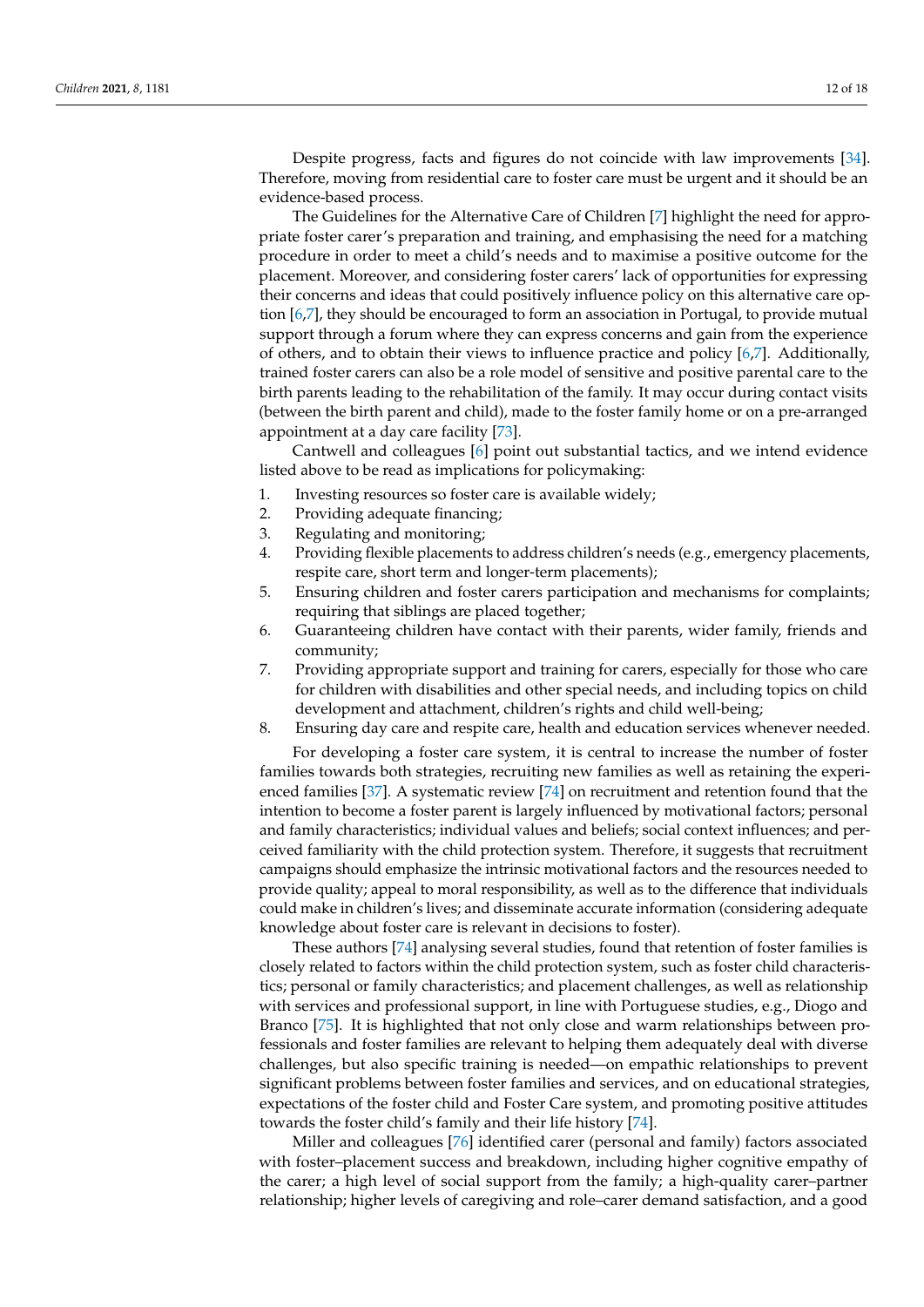Despite progress, facts and figures do not coincide with law improvements [34]. Therefore, moving from residential care to foster care must be urgent and it should be an evidence-based process.

The Guidelines for the Alternative Care of Children [7] highlight the need for appropriate foster carer's preparation and training, and emphasising the need for a matching procedure in order to meet a child's needs and to maximise a positive outcome for the placement. Moreover, and considering foster carers' lack of opportunities for expressing their concerns and ideas that could positively influence policy on this alternative care option [6,7], they should be encouraged to form an association in Portugal, to provide mutual support through a forum where they can express concerns and gain from the experience of others, and to obtain their views to influence practice and policy [6,7]. Additionally, trained foster carers can also be a role model of sensitive and positive parental care to the birth parents leading to the rehabilitation of the family. It may occur during contact visits (between the birth parent and child), made to the foster family home or on a pre-arranged appointment at a day care facility [73].

Cantwell and colleagues [6] point out substantial tactics, and we intend evidence listed above to be read as implications for policymaking:

1. Investing resources so foster care is available widely;
2. Providing adequate financing;
3. Regulating and monitoring;
4. Providing flexible placements to address children's needs (e.g., emergency placements, respite care, short term and longer-term placements);
5. Ensuring children and foster carers participation and mechanisms for complaints; requiring that siblings are placed together;
6. Guaranteeing children have contact with their parents, wider family, friends and community;
7. Providing appropriate support and training for carers, especially for those who care for children with disabilities and other special needs, and including topics on child development and attachment, children's rights and child well-being;
8. Ensuring day care and respite care, health and education services whenever needed.

For developing a foster care system, it is central to increase the number of foster families towards both strategies, recruiting new families as well as retaining the experienced families [37]. A systematic review [74] on recruitment and retention found that the intention to become a foster parent is largely influenced by motivational factors; personal and family characteristics; individual values and beliefs; social context influences; and perceived familiarity with the child protection system. Therefore, it suggests that recruitment campaigns should emphasize the intrinsic motivational factors and the resources needed to provide quality; appeal to moral responsibility, as well as to the difference that individuals could make in children's lives; and disseminate accurate information (considering adequate knowledge about foster care is relevant in decisions to foster).

These authors [74] analysing several studies, found that retention of foster families is closely related to factors within the child protection system, such as foster child characteristics; personal or family characteristics; and placement challenges, as well as relationship with services and professional support, in line with Portuguese studies, e.g., Diogo and Branco [75]. It is highlighted that not only close and warm relationships between professionals and foster families are relevant to helping them adequately deal with diverse challenges, but also specific training is needed—on empathic relationships to prevent significant problems between foster families and services, and on educational strategies, expectations of the foster child and Foster Care system, and promoting positive attitudes towards the foster child's family and their life history [74].

Miller and colleagues [76] identified carer (personal and family) factors associated with foster–placement success and breakdown, including higher cognitive empathy of the carer; a high level of social support from the family; a high-quality carer–partner relationship; higher levels of caregiving and role–carer demand satisfaction, and a good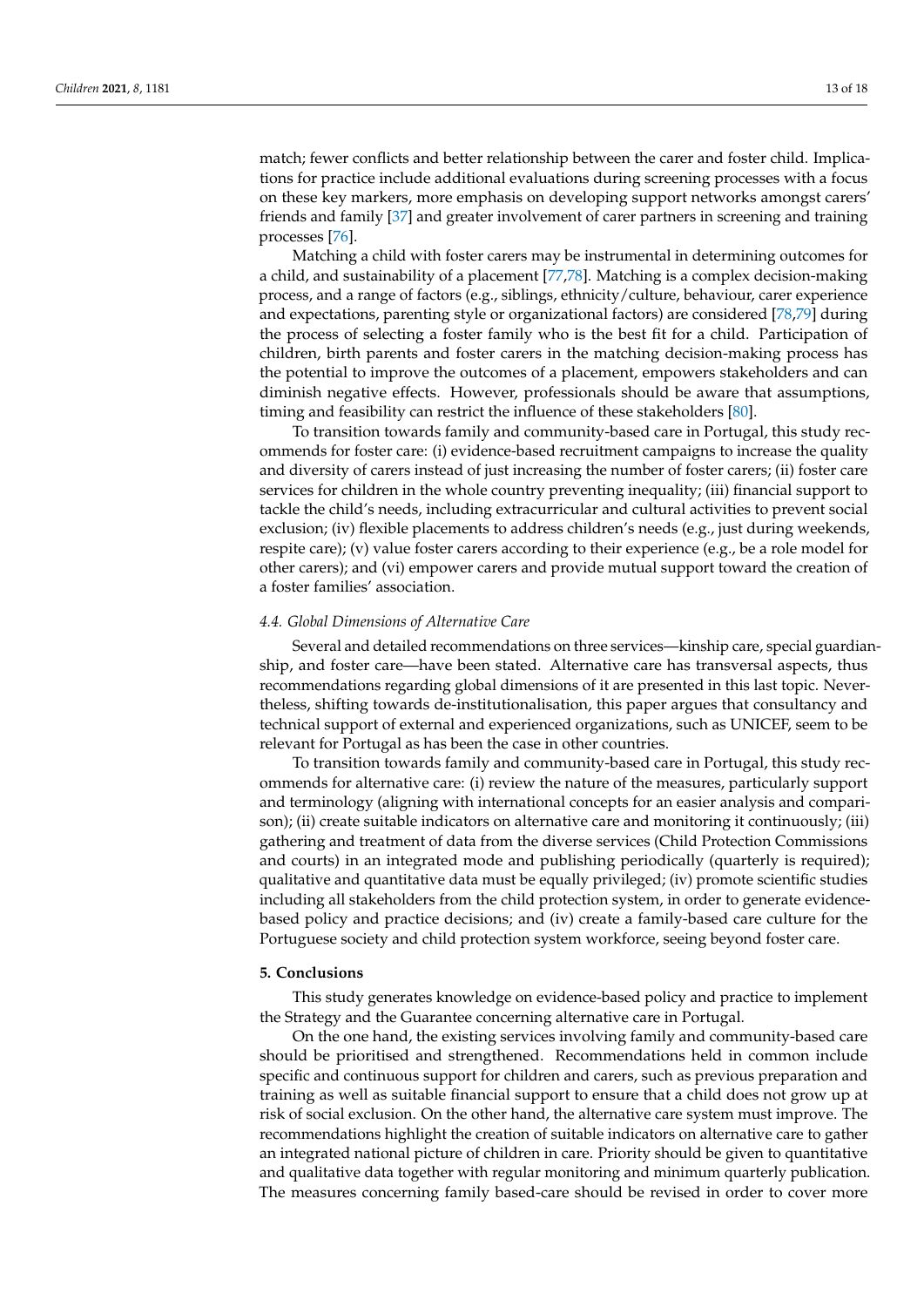match; fewer conflicts and better relationship between the carer and foster child. Implications for practice include additional evaluations during screening processes with a focus on these key markers, more emphasis on developing support networks amongst carers' friends and family [37] and greater involvement of carer partners in screening and training processes [76].

Matching a child with foster carers may be instrumental in determining outcomes for a child, and sustainability of a placement [77,78]. Matching is a complex decision-making process, and a range of factors (e.g., siblings, ethnicity/culture, behaviour, carer experience and expectations, parenting style or organizational factors) are considered [78,79] during the process of selecting a foster family who is the best fit for a child. Participation of children, birth parents and foster carers in the matching decision-making process has the potential to improve the outcomes of a placement, empowers stakeholders and can diminish negative effects. However, professionals should be aware that assumptions, timing and feasibility can restrict the influence of these stakeholders [80].

To transition towards family and community-based care in Portugal, this study recommends for foster care: (i) evidence-based recruitment campaigns to increase the quality and diversity of carers instead of just increasing the number of foster carers; (ii) foster care services for children in the whole country preventing inequality; (iii) financial support to tackle the child's needs, including extracurricular and cultural activities to prevent social exclusion; (iv) flexible placements to address children's needs (e.g., just during weekends, respite care); (v) value foster carers according to their experience (e.g., be a role model for other carers); and (vi) empower carers and provide mutual support toward the creation of a foster families' association.

### *4.4. Global Dimensions of Alternative Care*

Several and detailed recommendations on three services—kinship care, special guardianship, and foster care—have been stated. Alternative care has transversal aspects, thus recommendations regarding global dimensions of it are presented in this last topic. Nevertheless, shifting towards de-institutionalisation, this paper argues that consultancy and technical support of external and experienced organizations, such as UNICEF, seem to be relevant for Portugal as has been the case in other countries.

To transition towards family and community-based care in Portugal, this study recommends for alternative care: (i) review the nature of the measures, particularly support and terminology (aligning with international concepts for an easier analysis and comparison); (ii) create suitable indicators on alternative care and monitoring it continuously; (iii) gathering and treatment of data from the diverse services (Child Protection Commissions and courts) in an integrated mode and publishing periodically (quarterly is required); qualitative and quantitative data must be equally privileged; (iv) promote scientific studies including all stakeholders from the child protection system, in order to generate evidence-based policy and practice decisions; and (iv) create a family-based care culture for the Portuguese society and child protection system workforce, seeing beyond foster care.

## 5. Conclusions

This study generates knowledge on evidence-based policy and practice to implement the Strategy and the Guarantee concerning alternative care in Portugal.

On the one hand, the existing services involving family and community-based care should be prioritised and strengthened. Recommendations held in common include specific and continuous support for children and carers, such as previous preparation and training as well as suitable financial support to ensure that a child does not grow up at risk of social exclusion. On the other hand, the alternative care system must improve. The recommendations highlight the creation of suitable indicators on alternative care to gather an integrated national picture of children in care. Priority should be given to quantitative and qualitative data together with regular monitoring and minimum quarterly publication. The measures concerning family based-care should be revised in order to cover more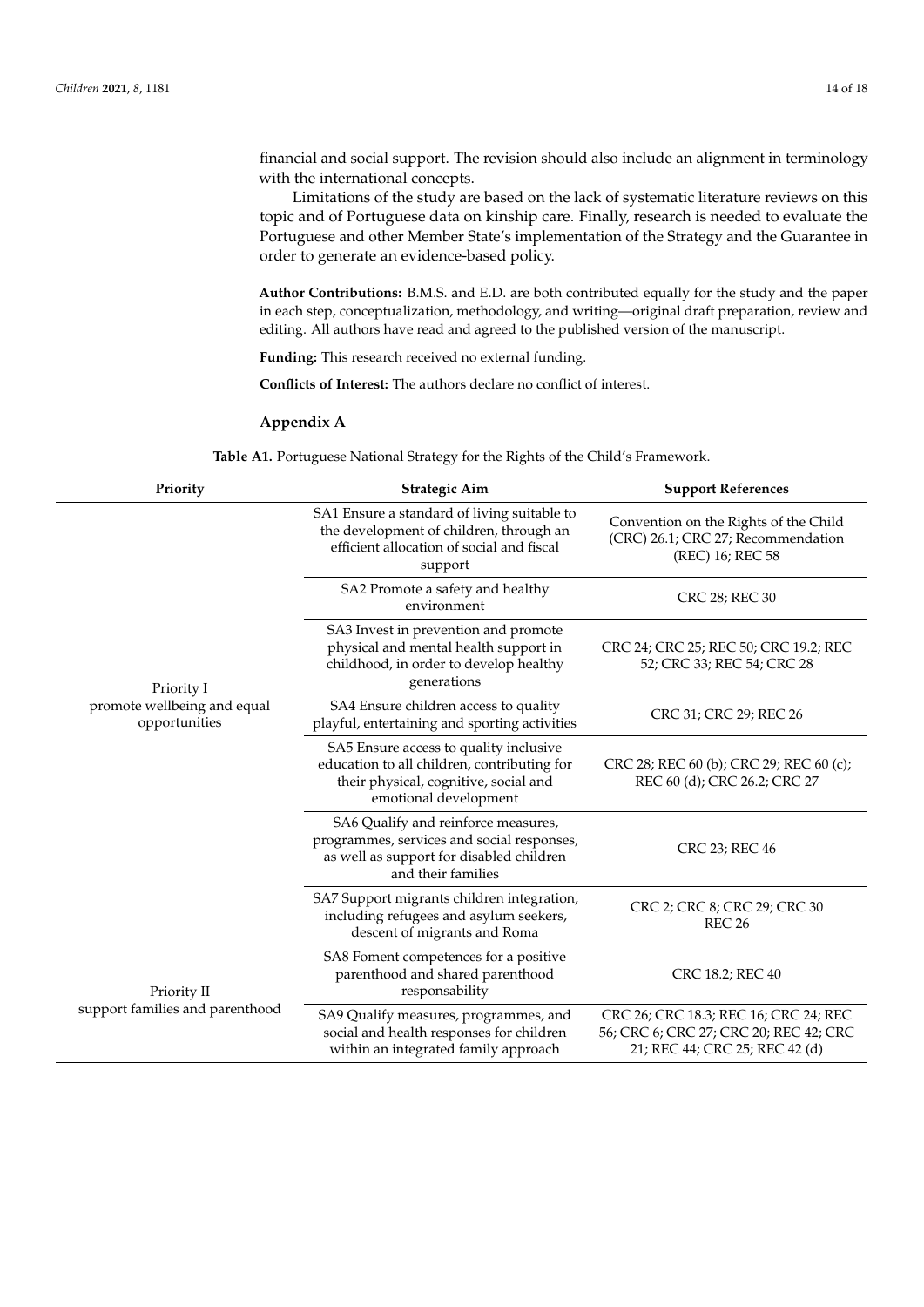financial and social support. The revision should also include an alignment in terminology with the international concepts.

Limitations of the study are based on the lack of systematic literature reviews on this topic and of Portuguese data on kinship care. Finally, research is needed to evaluate the Portuguese and other Member State's implementation of the Strategy and the Guarantee in order to generate an evidence-based policy.

**Author Contributions:** B.M.S. and E.D. are both contributed equally for the study and the paper in each step, conceptualization, methodology, and writing—original draft preparation, review and editing. All authors have read and agreed to the published version of the manuscript.

**Funding:** This research received no external funding.

**Conflicts of Interest:** The authors declare no conflict of interest.

## Appendix A

**Table A1.** Portuguese National Strategy for the Rights of the Child's Framework.

| Priority | Strategic Aim | Support References |
|---|---|---|
| Priority I promote wellbeing and equal opportunities | SA1 Ensure a standard of living suitable to the development of children, through an efficient allocation of social and fiscal support | Convention on the Rights of the Child (CRC) 26.1; CRC 27; Recommendation (REC) 16; REC 58 |
| | SA2 Promote a safety and healthy environment | CRC 28; REC 30 |
| | SA3 Invest in prevention and promote physical and mental health support in childhood, in order to develop healthy generations | CRC 24; CRC 25; REC 50; CRC 19.2; REC 52; CRC 33; REC 54; CRC 28 |
| | SA4 Ensure children access to quality playful, entertaining and sporting activities | CRC 31; CRC 29; REC 26 |
| | SA5 Ensure access to quality inclusive education to all children, contributing for their physical, cognitive, social and emotional development | CRC 28; REC 60 (b); CRC 29; REC 60 (c); REC 60 (d); CRC 26.2; CRC 27 |
| | SA6 Qualify and reinforce measures, programmes, services and social responses, as well as support for disabled children and their families | CRC 23; REC 46 |
| | SA7 Support migrants children integration, including refugees and asylum seekers, descent of migrants and Roma | CRC 2; CRC 8; CRC 29; CRC 30 REC 26 |
| Priority II support families and parenthood | SA8 Foment competences for a positive parenthood and shared parenthood responsability | CRC 18.2; REC 40 |
| | SA9 Qualify measures, programmes, and social and health responses for children within an integrated family approach | CRC 26; CRC 18.3; REC 16; CRC 24; REC 56; CRC 6; CRC 27; CRC 20; REC 42; CRC 21; REC 44; CRC 25; REC 42 (d) |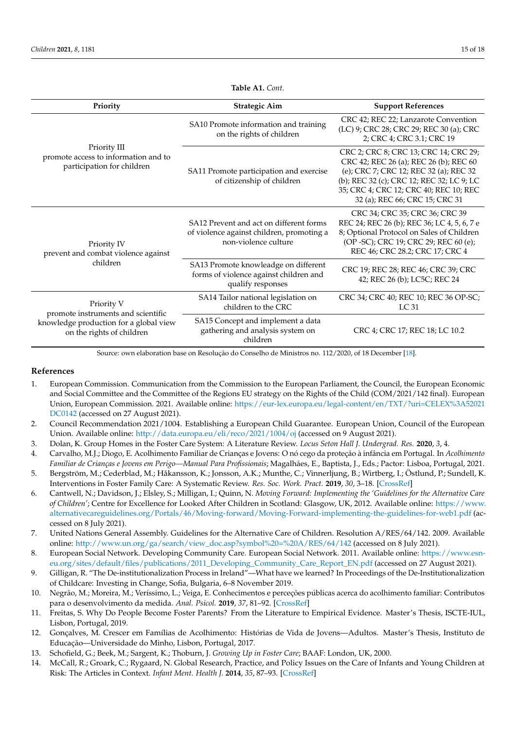**Table A1.** *Cont.*

| Priority | Strategic Aim | Support References |
| --- | --- | --- |
| Priority III promote access to information and to participation for children | SA10 Promote information and training on the rights of children | CRC 42; REC 22; Lanzarote Convention (LC) 9; CRC 28; CRC 29; REC 30 (a); CRC 2; CRC 4; CRC 3.1; CRC 19 |
| | SA11 Promote participation and exercise of citizenship of children | CRC 2; CRC 8; CRC 13; CRC 14; CRC 29; CRC 42; REC 26 (a); REC 26 (b); REC 60 (e); CRC 7; CRC 12; REC 32 (a); REC 32 (b); REC 32 (c); CRC 12; REC 32; LC 9; LC 35; CRC 4; CRC 12; CRC 40; REC 10; REC 32 (a); REC 66; CRC 15; CRC 31 |
| Priority IV prevent and combat violence against children | SA12 Prevent and act on different forms of violence against children, promoting a non-violence culture | CRC 34; CRC 35; CRC 36; CRC 39 REC 24; REC 26 (b); REC 36; LC 4, 5, 6, 7 e 8; Optional Protocol on Sales of Children (OP -SC); CRC 19; CRC 29; REC 60 (e); REC 46; CRC 28.2; CRC 17; CRC 4 |
| | SA13 Promote knoweledge on different forms of violence against children and qualify responses | CRC 19; REC 28; REC 46; CRC 39; CRC 42; REC 26 (b); LC5C; REC 24 |
| Priority V promote instruments and scientific knowledge production for a global view on the rights of children | SA14 Tailor national legislation on children to the CRC | CRC 34; CRC 40; REC 10; REC 36 OP-SC; LC 31 |
| | SA15 Concept and implement a data gathering and analysis system on children | CRC 4; CRC 17; REC 18; LC 10.2 |

Source: own elaboration base on Resolução do Conselho de Ministros no. 112/2020, of 18 December [18].

## References

1. European Commission. Communication from the Commission to the European Parliament, the Council, the European Economic and Social Committee and the Committee of the Regions EU strategy on the Rights of the Child (COM/2021/142 final). European Union, European Commission. 2021. Available online: https://eur-lex.europa.eu/legal-content/en/TXT/?uri=CELEX%3A52021DC0142 (accessed on 27 August 2021).
2. Council Recommendation 2021/1004. Establishing a European Child Guarantee. European Union, Council of the European Union. Available online: http://data.europa.eu/eli/reco/2021/1004/oj (accessed on 9 August 2021).
3. Dolan, K. Group Homes in the Foster Care System: A Literature Review. *Locus Seton Hall J. Undergrad. Res.* **2020**, *3*, 4.
4. Carvalho, M.J.; Diogo, E. Acolhimento Familiar de Crianças e Jovens: O nó cego da proteção à infância em Portugal. In *Acolhimento Familiar de Crianças e Jovens em Perigo—Manual Para Profissionais*; Magalhães, E., Baptista, J., Eds.; Pactor: Lisboa, Portugal, 2021.
5. Bergström, M.; Cederblad, M.; Håkansson, K.; Jonsson, A.K.; Munthe, C.; Vinnerljung, B.; Wirtberg, I.; Östlund, P.; Sundell, K. Interventions in Foster Family Care: A Systematic Review. *Res. Soc. Work. Pract.* **2019**, *30*, 3–18. [CrossRef]
6. Cantwell, N.; Davidson, J.; Elsley, S.; Milligan, I.; Quinn, N. *Moving Forward: Implementing the 'Guidelines for the Alternative Care of Children'*; Centre for Excellence for Looked After Children in Scotland: Glasgow, UK, 2012. Available online: https://www.alternativecareguidelines.org/Portals/46/Moving-forward/Moving-Forward-implementing-the-guidelines-for-web1.pdf (accessed on 8 July 2021).
7. United Nations General Assembly. Guidelines for the Alternative Care of Children. Resolution A/RES/64/142. 2009. Available online: http://www.un.org/ga/search/view_doc.asp?symbol%20=%20A/RES/64/142 (accessed on 8 July 2021).
8. European Social Network. Developing Community Care. European Social Network. 2011. Available online: https://www.esn-eu.org/sites/default/files/publications/2011_Developing_Community_Care_Report_EN.pdf (accessed on 27 August 2021).
9. Gilligan, R. "The De-institutionalization Process in Ireland"—What have we learned? In Proceedings of the De-Institutionalization of Childcare: Investing in Change, Sofia, Bulgaria, 6–8 November 2019.
10. Negrão, M.; Moreira, M.; Veríssimo, L.; Veiga, E. Conhecimentos e perceções públicas acerca do acolhimento familiar: Contributos para o desenvolvimento da medida. *Anal. Psicol.* **2019**, *37*, 81–92. [CrossRef]
11. Freitas, S. Why Do People Become Foster Parents? From the Literature to Empirical Evidence. Master's Thesis, ISCTE-IUL, Lisbon, Portugal, 2019.
12. Gonçalves, M. Crescer em Famílias de Acolhimento: Histórias de Vida de Jovens—Adultos. Master's Thesis, Instituto de Educação—Universidade do Minho, Lisbon, Portugal, 2017.
13. Schofield, G.; Beek, M.; Sargent, K.; Thoburn, J. *Growing Up in Foster Care*; BAAF: London, UK, 2000.
14. McCall, R.; Groark, C.; Rygaard, N. Global Research, Practice, and Policy Issues on the Care of Infants and Young Children at Risk: The Articles in Context. *Infant Ment. Health J.* **2014**, *35*, 87–93. [CrossRef]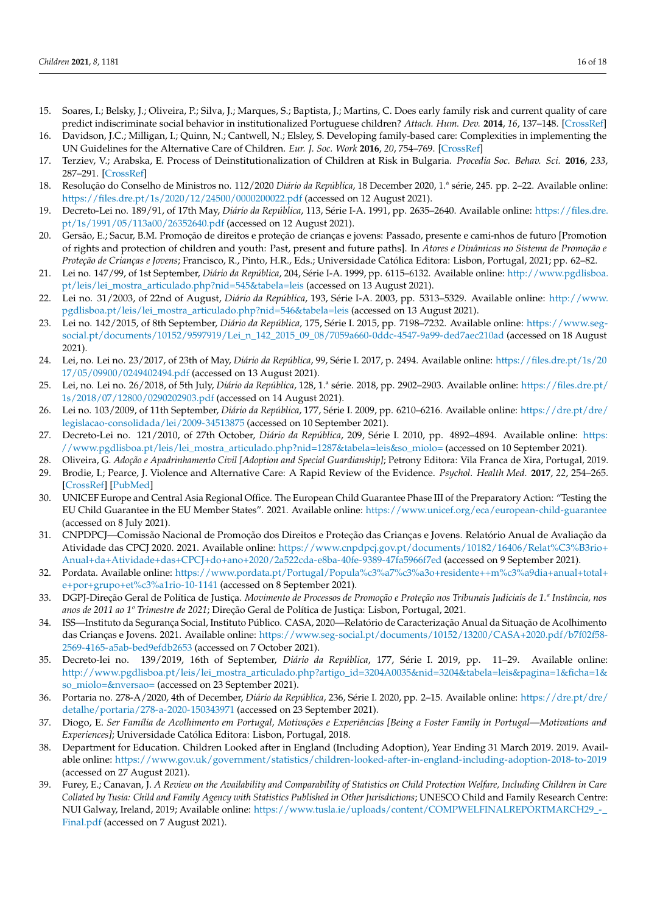15. Soares, I.; Belsky, J.; Oliveira, P.; Silva, J.; Marques, S.; Baptista, J.; Martins, C. Does early family risk and current quality of care predict indiscriminate social behavior in institutionalized Portuguese children? *Attach. Hum. Dev.* **2014**, *16*, 137–148. [CrossRef]
16. Davidson, J.C.; Milligan, I.; Quinn, N.; Cantwell, N.; Elsley, S. Developing family-based care: Complexities in implementing the UN Guidelines for the Alternative Care of Children. *Eur. J. Soc. Work* **2016**, *20*, 754–769. [CrossRef]
17. Terziev, V.; Arabska, E. Process of Deinstitutionalization of Children at Risk in Bulgaria. *Procedia Soc. Behav. Sci.* **2016**, *233*, 287–291. [CrossRef]
18. Resolução do Conselho de Ministros no. 112/2020 *Diário da República*, 18 December 2020, 1.ª série, 245. pp. 2–22. Available online: https://files.dre.pt/1s/2020/12/24500/0000200022.pdf (accessed on 12 August 2021).
19. Decreto-Lei no. 189/91, of 17th May, *Diário da República*, 113, Série I-A. 1991, pp. 2635–2640. Available online: https://files.dre.pt/1s/1991/05/113a00/26352640.pdf (accessed on 12 August 2021).
20. Gersão, E.; Sacur, B.M. Promoção de direitos e proteção de crianças e jovens: Passado, presente e cami-nhos de futuro [Promotion of rights and protection of children and youth: Past, present and future paths]. In *Atores e Dinâmicas no Sistema de Promoção e Proteção de Crianças e Jovens*; Francisco, R., Pinto, H.R., Eds.; Universidade Católica Editora: Lisbon, Portugal, 2021; pp. 62–82.
21. Lei no. 147/99, of 1st September, *Diário da República*, 204, Série I-A. 1999, pp. 6115–6132. Available online: http://www.pgdlisboa.pt/leis/lei_mostra_articulado.php?nid=545&tabela=leis (accessed on 13 August 2021).
22. Lei no. 31/2003, of 22nd of August, *Diário da República*, 193, Série I-A. 2003, pp. 5313–5329. Available online: http://www.pgdlisboa.pt/leis/lei_mostra_articulado.php?nid=546&tabela=leis (accessed on 13 August 2021).
23. Lei no. 142/2015, of 8th September, *Diário da República,* 175, Série I. 2015, pp. 7198–7232. Available online: https://www.seg-social.pt/documents/10152/9597919/Lei_n_142_2015_09_08/7059a660-0ddc-4547-9a99-ded7aec210ad (accessed on 18 August 2021).
24. Lei, no. Lei no. 23/2017, of 23th of May, *Diário da República*, 99, Série I. 2017, p. 2494. Available online: https://files.dre.pt/1s/2017/05/09900/0249402494.pdf (accessed on 13 August 2021).
25. Lei, no. Lei no. 26/2018, of 5th July, *Diário da República*, 128, 1.ª série. 2018, pp. 2902–2903. Available online: https://files.dre.pt/1s/2018/07/12800/0290202903.pdf (accessed on 14 August 2021).
26. Lei no. 103/2009, of 11th September, *Diário da República*, 177, Série I. 2009, pp. 6210–6216. Available online: https://dre.pt/dre/legislacao-consolidada/lei/2009-34513875 (accessed on 10 September 2021).
27. Decreto-Lei no. 121/2010, of 27th October, *Diário da República*, 209, Série I. 2010, pp. 4892–4894. Available online: https://www.pgdlisboa.pt/leis/lei_mostra_articulado.php?nid=1287&tabela=leis&so_miolo= (accessed on 10 September 2021).
28. Oliveira, G. *Adoção e Apadrinhamento Civil [Adoption and Special Guardianship]*; Petrony Editora: Vila Franca de Xira, Portugal, 2019.
29. Brodie, I.; Pearce, J. Violence and Alternative Care: A Rapid Review of the Evidence. *Psychol. Health Med.* **2017**, *22*, 254–265. [CrossRef] [PubMed]
30. UNICEF Europe and Central Asia Regional Office. The European Child Guarantee Phase III of the Preparatory Action: "Testing the EU Child Guarantee in the EU Member States". 2021. Available online: https://www.unicef.org/eca/european-child-guarantee (accessed on 8 July 2021).
31. CNPDPCJ—Comissão Nacional de Promoção dos Direitos e Proteção das Crianças e Jovens. Relatório Anual de Avaliação da Atividade das CPCJ 2020. 2021. Available online: https://www.cnpdpcj.gov.pt/documents/10182/16406/Relat%C3%B3rio+Anual+da+Atividade+das+CPCJ+do+ano+2020/2a522cda-e8ba-40fe-9389-47fa5966f7ed (accessed on 9 September 2021).
32. Pordata. Available online: https://www.pordata.pt/Portugal/Popula%c3%a7%c3%a3o+residente++m%c3%a9dia+anual+total+e+por+grupo+et%c3%a1rio-10-1141 (accessed on 8 September 2021).
33. DGPJ-Direção Geral de Política de Justiça. *Movimento de Processos de Promoção e Proteção nos Tribunais Judiciais de 1.ª Instância, nos anos de 2011 ao 1º Trimestre de 2021*; Direção Geral de Política de Justiça: Lisbon, Portugal, 2021.
34. ISS—Instituto da Segurança Social, Instituto Público. CASA, 2020—Relatório de Caracterização Anual da Situação de Acolhimento das Crianças e Jovens. 2021. Available online: https://www.seg-social.pt/documents/10152/13200/CASA+2020.pdf/b7f02f58-2569-4165-a5ab-bed9efdb2653 (accessed on 7 October 2021).
35. Decreto-lei no. 139/2019, 16th of September, *Diário da República*, 177, Série I. 2019, pp. 11–29. Available online: http://www.pgdlisboa.pt/leis/lei_mostra_articulado.php?artigo_id=3204A0035&nid=3204&tabela=leis&pagina=1&ficha=1&so_miolo=&nversao= (accessed on 23 September 2021).
36. Portaria no. 278-A/2020, 4th of December, *Diário da República*, 236, Série I. 2020, pp. 2–15. Available online: https://dre.pt/dre/detalhe/portaria/278-a-2020-150343971 (accessed on 23 September 2021).
37. Diogo, E. *Ser Família de Acolhimento em Portugal, Motivações e Experiências [Being a Foster Family in Portugal—Motivations and Experiences]*; Universidade Católica Editora: Lisbon, Portugal, 2018.
38. Department for Education. Children Looked after in England (Including Adoption), Year Ending 31 March 2019. 2019. Available online: https://www.gov.uk/government/statistics/children-looked-after-in-england-including-adoption-2018-to-2019 (accessed on 27 August 2021).
39. Furey, E.; Canavan, J. *A Review on the Availability and Comparability of Statistics on Child Protection Welfare, Including Children in Care Collated by Tusia: Child and Family Agency with Statistics Published in Other Jurisdictions*; UNESCO Child and Family Research Centre: NUI Galway, Ireland, 2019; Available online: https://www.tusla.ie/uploads/content/COMPWELFINALREPORTMARCH29_-_Final.pdf (accessed on 7 August 2021).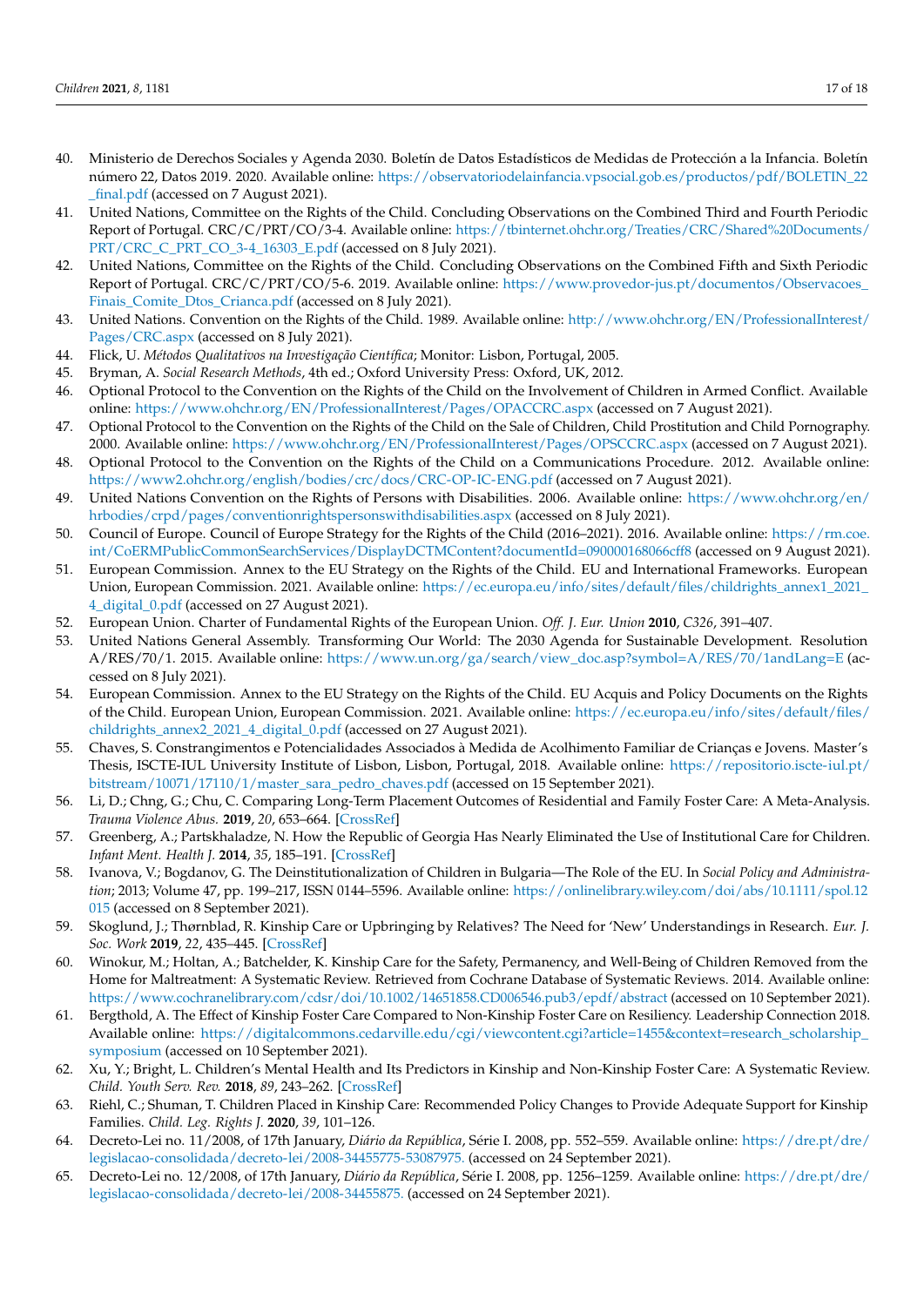40. Ministerio de Derechos Sociales y Agenda 2030. Boletín de Datos Estadísticos de Medidas de Protección a la Infancia. Boletín número 22, Datos 2019. 2020. Available online: https://observatoriodelainfancia.vpsocial.gob.es/productos/pdf/BOLETIN_22_final.pdf (accessed on 7 August 2021).
41. United Nations, Committee on the Rights of the Child. Concluding Observations on the Combined Third and Fourth Periodic Report of Portugal. CRC/C/PRT/CO/3-4. Available online: https://tbinternet.ohchr.org/Treaties/CRC/Shared%20Documents/PRT/CRC_C_PRT_CO_3-4_16303_E.pdf (accessed on 8 July 2021).
42. United Nations, Committee on the Rights of the Child. Concluding Observations on the Combined Fifth and Sixth Periodic Report of Portugal. CRC/C/PRT/CO/5-6. 2019. Available online: https://www.provedor-jus.pt/documentos/Observacoes_Finais_Comite_Dtos_Crianca.pdf (accessed on 8 July 2021).
43. United Nations. Convention on the Rights of the Child. 1989. Available online: http://www.ohchr.org/EN/ProfessionalInterest/Pages/CRC.aspx (accessed on 8 July 2021).
44. Flick, U. *Métodos Qualitativos na Investigação Científica*; Monitor: Lisbon, Portugal, 2005.
45. Bryman, A. *Social Research Methods*, 4th ed.; Oxford University Press: Oxford, UK, 2012.
46. Optional Protocol to the Convention on the Rights of the Child on the Involvement of Children in Armed Conflict. Available online: https://www.ohchr.org/EN/ProfessionalInterest/Pages/OPACCRC.aspx (accessed on 7 August 2021).
47. Optional Protocol to the Convention on the Rights of the Child on the Sale of Children, Child Prostitution and Child Pornography. 2000. Available online: https://www.ohchr.org/EN/ProfessionalInterest/Pages/OPSCCRC.aspx (accessed on 7 August 2021).
48. Optional Protocol to the Convention on the Rights of the Child on a Communications Procedure. 2012. Available online: https://www2.ohchr.org/english/bodies/crc/docs/CRC-OP-IC-ENG.pdf (accessed on 7 August 2021).
49. United Nations Convention on the Rights of Persons with Disabilities. 2006. Available online: https://www.ohchr.org/en/hrbodies/crpd/pages/conventionrightspersonswithdisabilities.aspx (accessed on 8 July 2021).
50. Council of Europe. Council of Europe Strategy for the Rights of the Child (2016–2021). 2016. Available online: https://rm.coe.int/CoERMPublicCommonSearchServices/DisplayDCTMContent?documentId=090000168066cff8 (accessed on 9 August 2021).
51. European Commission. Annex to the EU Strategy on the Rights of the Child. EU and International Frameworks. European Union, European Commission. 2021. Available online: https://ec.europa.eu/info/sites/default/files/childrights_annex1_2021_4_digital_0.pdf (accessed on 27 August 2021).
52. European Union. Charter of Fundamental Rights of the European Union. *Off. J. Eur. Union* **2010**, *C326*, 391–407.
53. United Nations General Assembly. Transforming Our World: The 2030 Agenda for Sustainable Development. Resolution A/RES/70/1. 2015. Available online: https://www.un.org/ga/search/view_doc.asp?symbol=A/RES/70/1andLang=E (accessed on 8 July 2021).
54. European Commission. Annex to the EU Strategy on the Rights of the Child. EU Acquis and Policy Documents on the Rights of the Child. European Union, European Commission. 2021. Available online: https://ec.europa.eu/info/sites/default/files/childrights_annex2_2021_4_digital_0.pdf (accessed on 27 August 2021).
55. Chaves, S. Constrangimentos e Potencialidades Associados à Medida de Acolhimento Familiar de Crianças e Jovens. Master's Thesis, ISCTE-IUL University Institute of Lisbon, Lisbon, Portugal, 2018. Available online: https://repositorio.iscte-iul.pt/bitstream/10071/17110/1/master_sara_pedro_chaves.pdf (accessed on 15 September 2021).
56. Li, D.; Chng, G.; Chu, C. Comparing Long-Term Placement Outcomes of Residential and Family Foster Care: A Meta-Analysis. *Trauma Violence Abus.* **2019**, *20*, 653–664. [CrossRef]
57. Greenberg, A.; Partskhaladze, N. How the Republic of Georgia Has Nearly Eliminated the Use of Institutional Care for Children. *Infant Ment. Health J.* **2014**, *35*, 185–191. [CrossRef]
58. Ivanova, V.; Bogdanov, G. The Deinstitutionalization of Children in Bulgaria—The Role of the EU. In *Social Policy and Administration*; 2013; Volume 47, pp. 199–217, ISSN 0144–5596. Available online: https://onlinelibrary.wiley.com/doi/abs/10.1111/spol.12015 (accessed on 8 September 2021).
59. Skoglund, J.; Thørnblad, R. Kinship Care or Upbringing by Relatives? The Need for 'New' Understandings in Research. *Eur. J. Soc. Work* **2019**, *22*, 435–445. [CrossRef]
60. Winokur, M.; Holtan, A.; Batchelder, K. Kinship Care for the Safety, Permanency, and Well-Being of Children Removed from the Home for Maltreatment: A Systematic Review. Retrieved from Cochrane Database of Systematic Reviews. 2014. Available online: https://www.cochranelibrary.com/cdsr/doi/10.1002/14651858.CD006546.pub3/epdf/abstract (accessed on 10 September 2021).
61. Bergthold, A. The Effect of Kinship Foster Care Compared to Non-Kinship Foster Care on Resiliency. Leadership Connection 2018. Available online: https://digitalcommons.cedarville.edu/cgi/viewcontent.cgi?article=1455&context=research_scholarship_symposium (accessed on 10 September 2021).
62. Xu, Y.; Bright, L. Children's Mental Health and Its Predictors in Kinship and Non-Kinship Foster Care: A Systematic Review. *Child. Youth Serv. Rev.* **2018**, *89*, 243–262. [CrossRef]
63. Riehl, C.; Shuman, T. Children Placed in Kinship Care: Recommended Policy Changes to Provide Adequate Support for Kinship Families. *Child. Leg. Rights J.* **2020**, *39*, 101–126.
64. Decreto-Lei no. 11/2008, of 17th January, *Diário da República*, Série I. 2008, pp. 552–559. Available online: https://dre.pt/dre/legislacao-consolidada/decreto-lei/2008-34455775-53087975. (accessed on 24 September 2021).
65. Decreto-Lei no. 12/2008, of 17th January, *Diário da República*, Série I. 2008, pp. 1256–1259. Available online: https://dre.pt/dre/legislacao-consolidada/decreto-lei/2008-34455875. (accessed on 24 September 2021).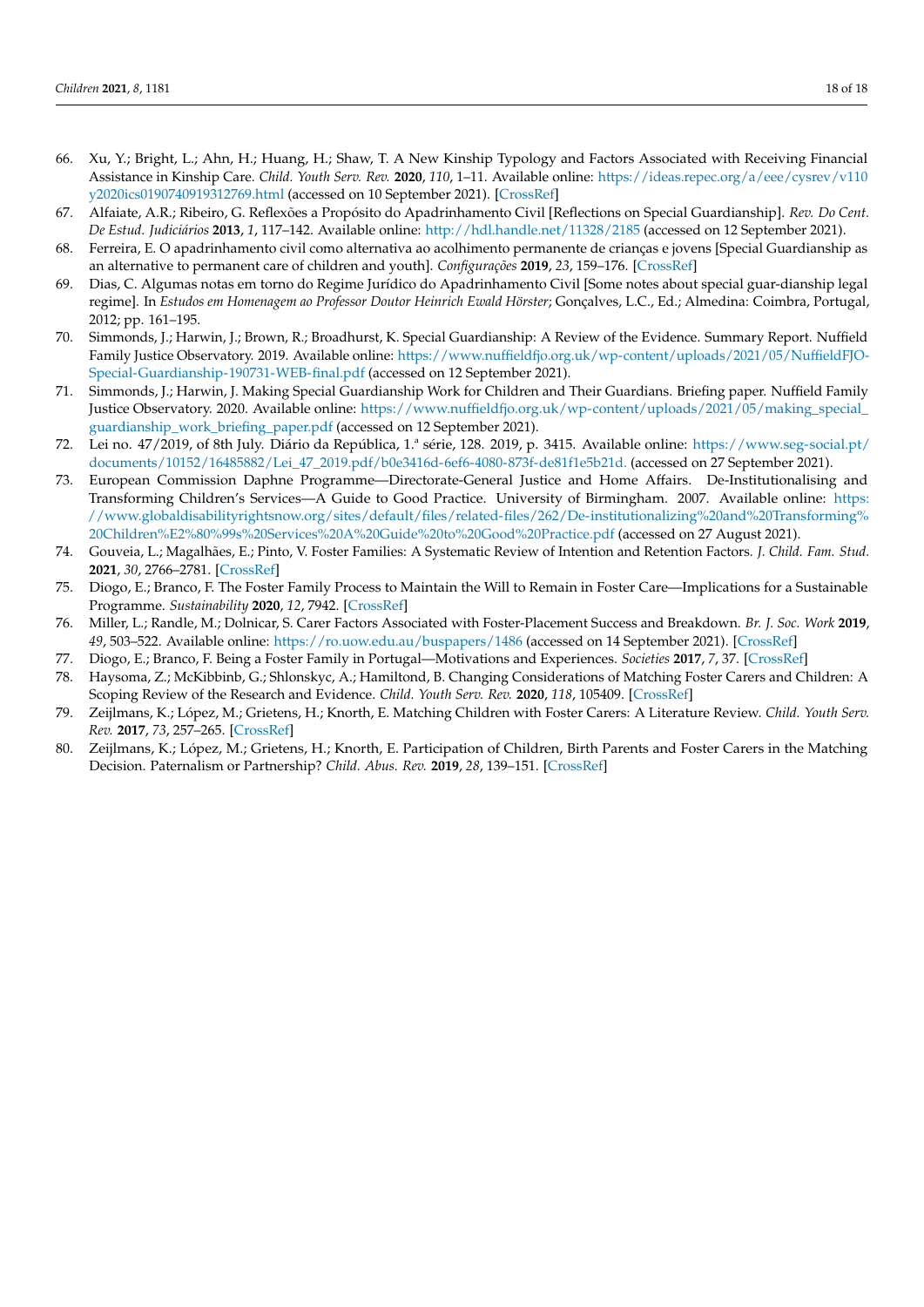66. Xu, Y.; Bright, L.; Ahn, H.; Huang, H.; Shaw, T. A New Kinship Typology and Factors Associated with Receiving Financial Assistance in Kinship Care. *Child. Youth Serv. Rev.* **2020**, *110*, 1–11. Available online: https://ideas.repec.org/a/eee/cysrev/v110y2020ics0190740919312769.html (accessed on 10 September 2021). [CrossRef]
67. Alfaiate, A.R.; Ribeiro, G. Reflexões a Propósito do Apadrinhamento Civil [Reflections on Special Guardianship]. *Rev. Do Cent. De Estud. Judiciários* **2013**, *1*, 117–142. Available online: http://hdl.handle.net/11328/2185 (accessed on 12 September 2021).
68. Ferreira, E. O apadrinhamento civil como alternativa ao acolhimento permanente de crianças e jovens [Special Guardianship as an alternative to permanent care of children and youth]. *Configurações* **2019**, *23*, 159–176. [CrossRef]
69. Dias, C. Algumas notas em torno do Regime Jurídico do Apadrinhamento Civil [Some notes about special guar-dianship legal regime]. In *Estudos em Homenagem ao Professor Doutor Heinrich Ewald Hörster*; Gonçalves, L.C., Ed.; Almedina: Coimbra, Portugal, 2012; pp. 161–195.
70. Simmonds, J.; Harwin, J.; Brown, R.; Broadhurst, K. Special Guardianship: A Review of the Evidence. Summary Report. Nuffield Family Justice Observatory. 2019. Available online: https://www.nuffieldfjo.org.uk/wp-content/uploads/2021/05/NuffieldFJO-Special-Guardianship-190731-WEB-final.pdf (accessed on 12 September 2021).
71. Simmonds, J.; Harwin, J. Making Special Guardianship Work for Children and Their Guardians. Briefing paper. Nuffield Family Justice Observatory. 2020. Available online: https://www.nuffieldfjo.org.uk/wp-content/uploads/2021/05/making_special_guardianship_work_briefing_paper.pdf (accessed on 12 September 2021).
72. Lei no. 47/2019, of 8th July. Diário da República, 1.ª série, 128. 2019, p. 3415. Available online: https://www.seg-social.pt/documents/10152/16485882/Lei_47_2019.pdf/b0e3416d-6ef6-4080-873f-de81f1e5b21d. (accessed on 27 September 2021).
73. European Commission Daphne Programme—Directorate-General Justice and Home Affairs. De-Institutionalising and Transforming Children's Services—A Guide to Good Practice. University of Birmingham. 2007. Available online: https://www.globaldisabilityrightsnow.org/sites/default/files/related-files/262/De-institutionalizing%20and%20Transforming%20Children%E2%80%99s%20Services%20A%20Guide%20to%20Good%20Practice.pdf (accessed on 27 August 2021).
74. Gouveia, L.; Magalhães, E.; Pinto, V. Foster Families: A Systematic Review of Intention and Retention Factors. *J. Child. Fam. Stud.* **2021**, *30*, 2766–2781. [CrossRef]
75. Diogo, E.; Branco, F. The Foster Family Process to Maintain the Will to Remain in Foster Care—Implications for a Sustainable Programme. *Sustainability* **2020**, *12*, 7942. [CrossRef]
76. Miller, L.; Randle, M.; Dolnicar, S. Carer Factors Associated with Foster-Placement Success and Breakdown. *Br. J. Soc. Work* **2019**, *49*, 503–522. Available online: https://ro.uow.edu.au/buspapers/1486 (accessed on 14 September 2021). [CrossRef]
77. Diogo, E.; Branco, F. Being a Foster Family in Portugal—Motivations and Experiences. *Societies* **2017**, *7*, 37. [CrossRef]
78. Haysoma, Z.; McKibbinb, G.; Shlonskyc, A.; Hamiltond, B. Changing Considerations of Matching Foster Carers and Children: A Scoping Review of the Research and Evidence. *Child. Youth Serv. Rev.* **2020**, *118*, 105409. [CrossRef]
79. Zeijlmans, K.; López, M.; Grietens, H.; Knorth, E. Matching Children with Foster Carers: A Literature Review. *Child. Youth Serv. Rev.* **2017**, *73*, 257–265. [CrossRef]
80. Zeijlmans, K.; López, M.; Grietens, H.; Knorth, E. Participation of Children, Birth Parents and Foster Carers in the Matching Decision. Paternalism or Partnership? *Child. Abus. Rev.* **2019**, *28*, 139–151. [CrossRef]